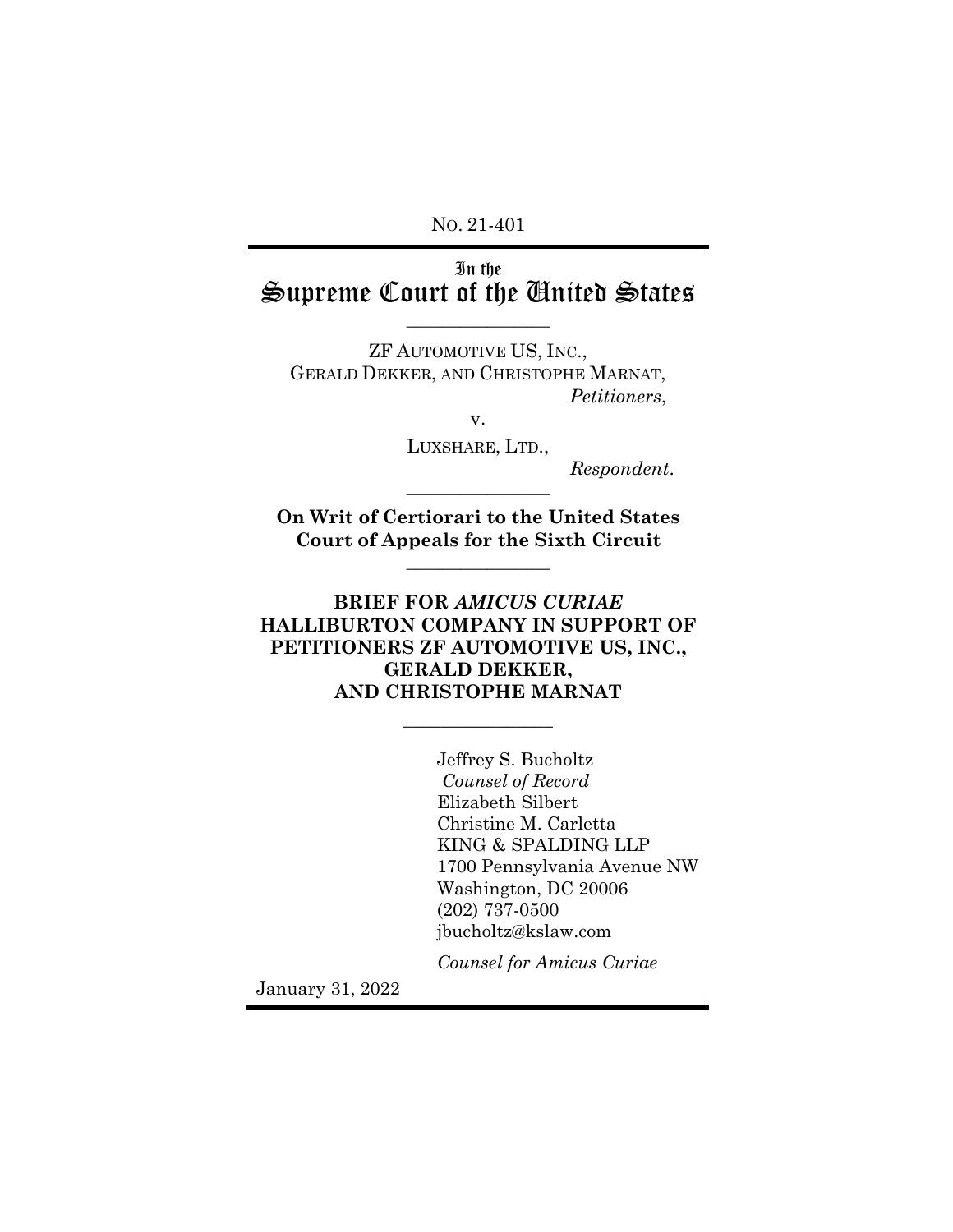No. 21-401

In the
# Supreme Court of the United States

---

ZF Automotive US, Inc.,
Gerald Dekker, and Christophe Marnat,
*Petitioners*,

v.

Luxshare, Ltd.,
*Respondent*.

---

**On Writ of Certiorari to the United States Court of Appeals for the Sixth Circuit**

---

**BRIEF FOR *AMICUS CURIAE* HALLIBURTON COMPANY IN SUPPORT OF PETITIONERS ZF AUTOMOTIVE US, INC., GERALD DEKKER, AND CHRISTOPHE MARNAT**

---

Jeffrey S. Bucholtz
*Counsel of Record*
Elizabeth Silbert
Christine M. Carletta
KING & SPALDING LLP
1700 Pennsylvania Avenue NW
Washington, DC 20006
(202) 737-0500
jbucholtz@kslaw.com

*Counsel for Amicus Curiae*

January 31, 2022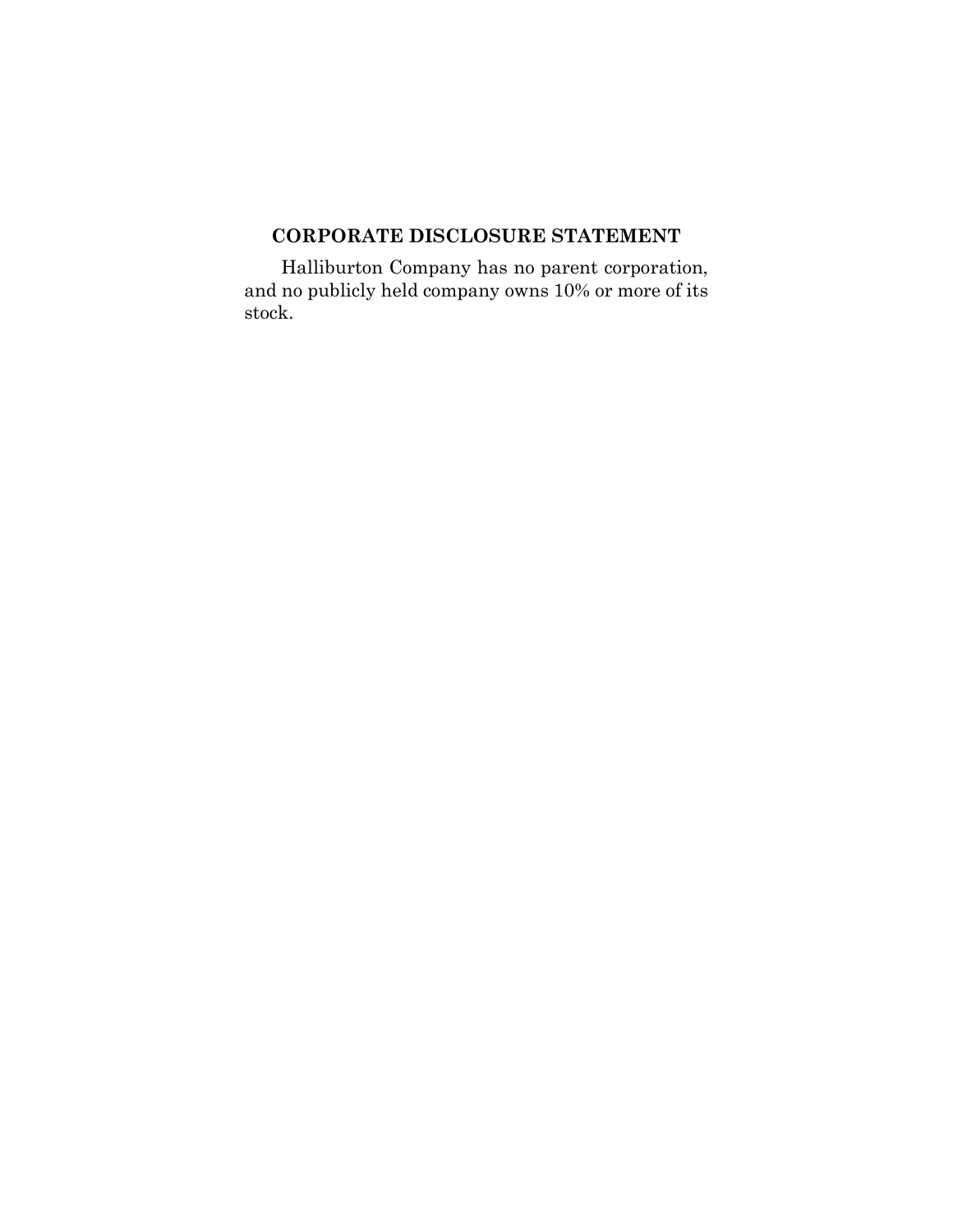## CORPORATE DISCLOSURE STATEMENT

Halliburton Company has no parent corporation, and no publicly held company owns 10% or more of its stock.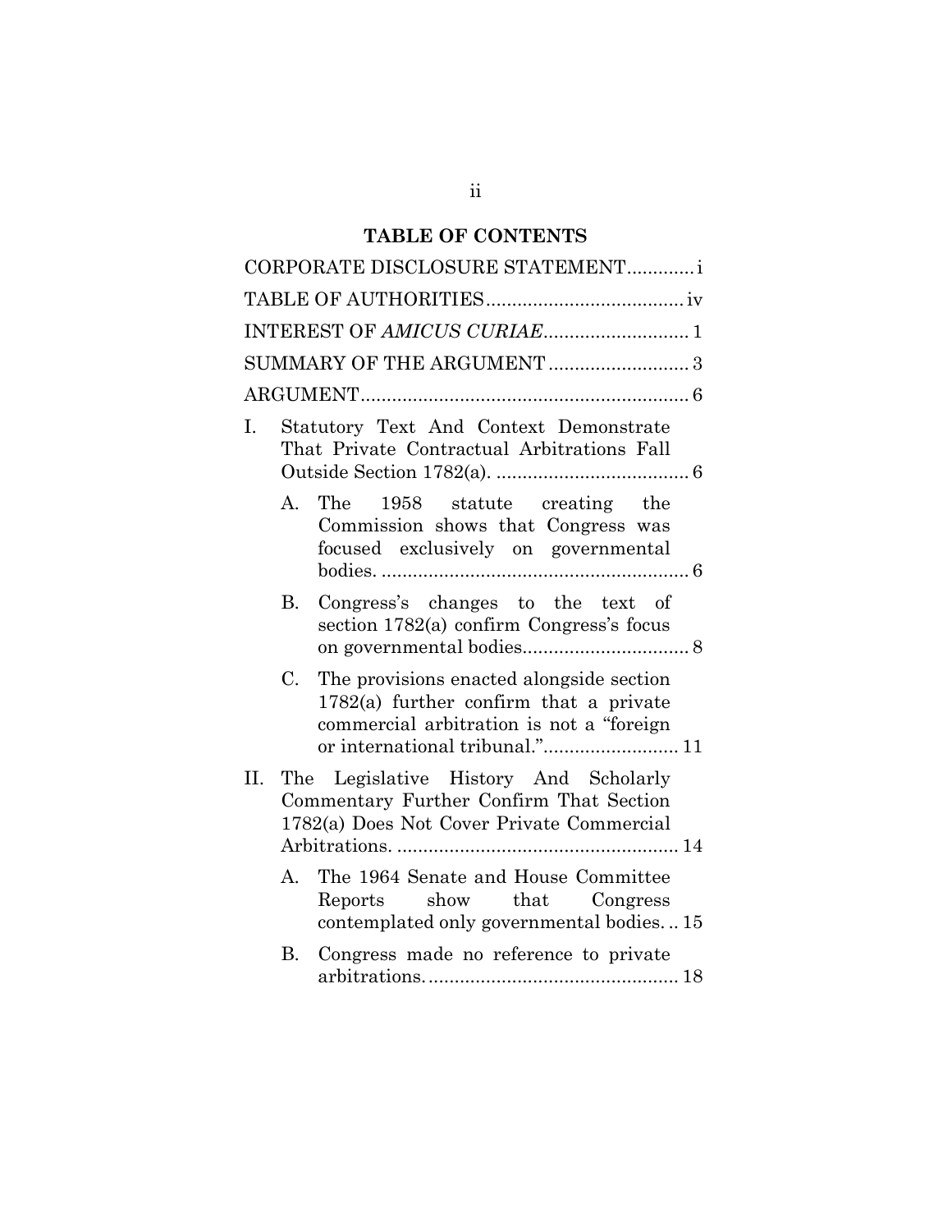# TABLE OF CONTENTS

CORPORATE DISCLOSURE STATEMENT............i

TABLE OF AUTHORITIES..................................... iv

INTEREST OF *AMICUS CURIAE*............................ 1

SUMMARY OF THE ARGUMENT ........................... 3

ARGUMENT............................................................... 6

I. Statutory Text And Context Demonstrate That Private Contractual Arbitrations Fall Outside Section 1782(a). ..................................... 6

   A. The 1958 statute creating the Commission shows that Congress was focused exclusively on governmental bodies. ........................................................... 6

   B. Congress's changes to the text of section 1782(a) confirm Congress's focus on governmental bodies................................ 8

   C. The provisions enacted alongside section 1782(a) further confirm that a private commercial arbitration is not a "foreign or international tribunal.".......................... 11

II. The Legislative History And Scholarly Commentary Further Confirm That Section 1782(a) Does Not Cover Private Commercial Arbitrations. ...................................................... 14

   A. The 1964 Senate and House Committee Reports show that Congress contemplated only governmental bodies. .. 15

   B. Congress made no reference to private arbitrations................................................. 18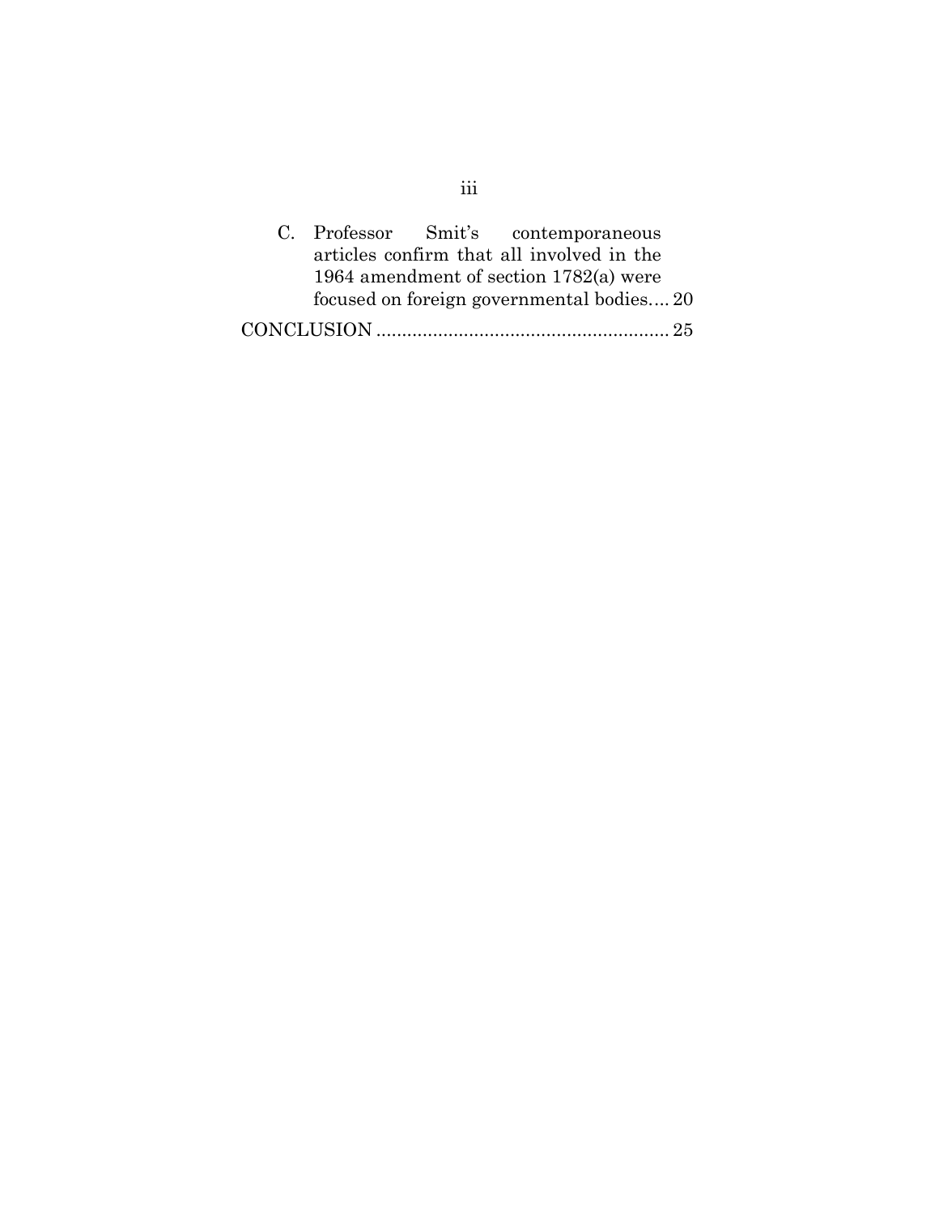C. Professor Smit's contemporaneous articles confirm that all involved in the 1964 amendment of section 1782(a) were focused on foreign governmental bodies.... 20

CONCLUSION ........................................................ 25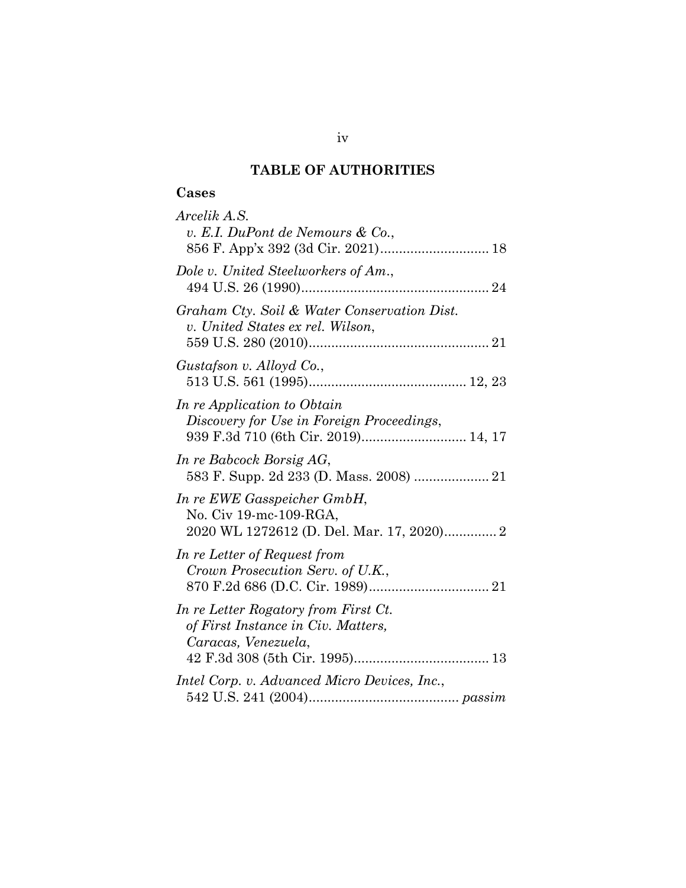## TABLE OF AUTHORITIES

### Cases

*Arcelik A.S. v. E.I. DuPont de Nemours & Co.*, 856 F. App'x 392 (3d Cir. 2021)............................ 18

*Dole v. United Steelworkers of Am.*, 494 U.S. 26 (1990).................................................. 24

*Graham Cty. Soil & Water Conservation Dist. v. United States ex rel. Wilson*, 559 U.S. 280 (2010)................................................ 21

*Gustafson v. Alloyd Co.*, 513 U.S. 561 (1995).......................................... 12, 23

*In re Application to Obtain Discovery for Use in Foreign Proceedings*, 939 F.3d 710 (6th Cir. 2019)............................ 14, 17

*In re Babcock Borsig AG*, 583 F. Supp. 2d 233 (D. Mass. 2008) .................... 21

*In re EWE Gasspeicher GmbH*, No. Civ 19-mc-109-RGA, 2020 WL 1272612 (D. Del. Mar. 17, 2020).............. 2

*In re Letter of Request from Crown Prosecution Serv. of U.K.*, 870 F.2d 686 (D.C. Cir. 1989)................................ 21

*In re Letter Rogatory from First Ct. of First Instance in Civ. Matters, Caracas, Venezuela*, 42 F.3d 308 (5th Cir. 1995).................................... 13

*Intel Corp. v. Advanced Micro Devices, Inc.*, 542 U.S. 241 (2004)........................................ *passim*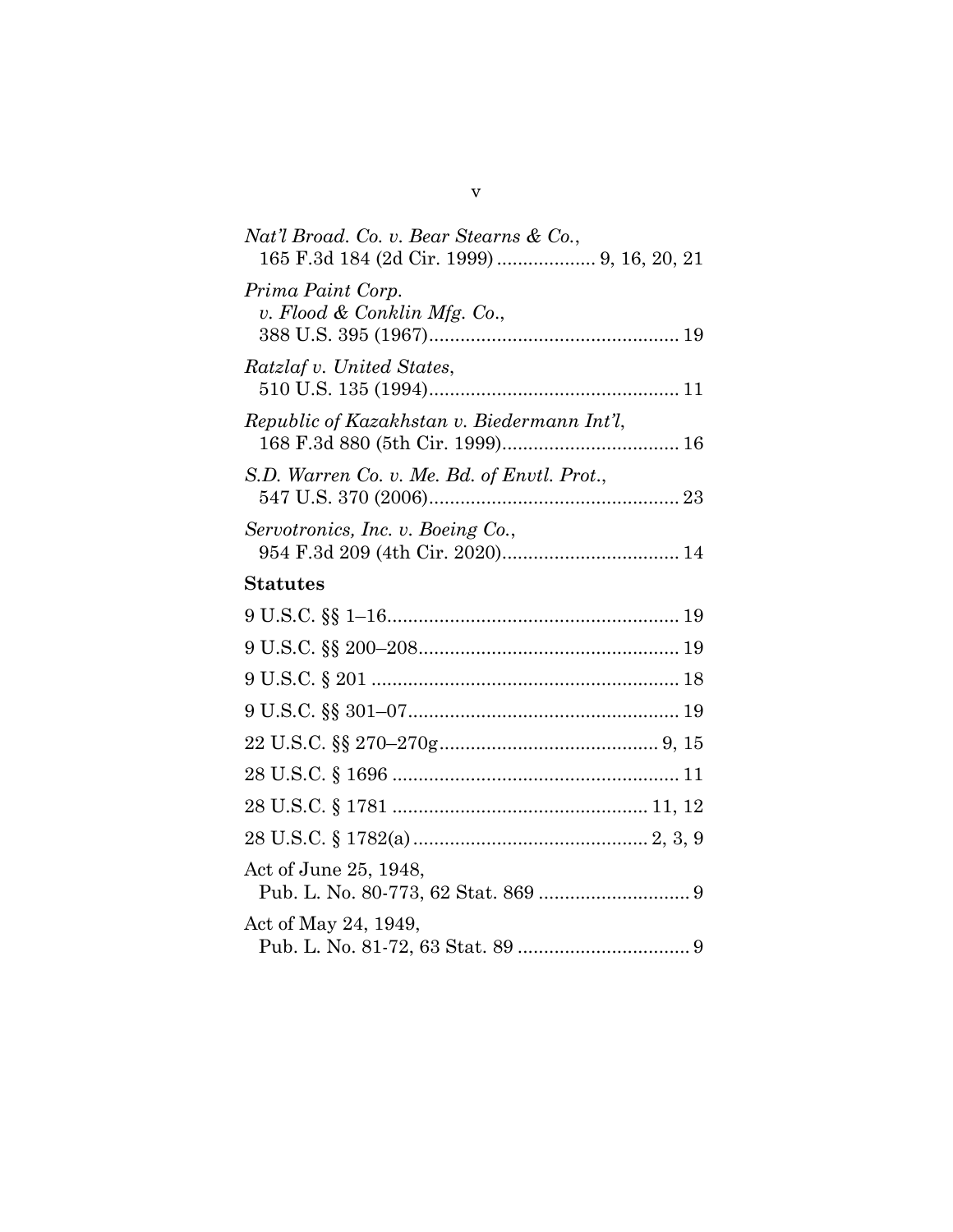*Nat'l Broad. Co. v. Bear Stearns & Co.*,
165 F.3d 184 (2d Cir. 1999) .................. 9, 16, 20, 21

*Prima Paint Corp. v. Flood & Conklin Mfg. Co.*,
388 U.S. 395 (1967)................................................ 19

*Ratzlaf v. United States*,
510 U.S. 135 (1994)................................................ 11

*Republic of Kazakhstan v. Biedermann Int'l*,
168 F.3d 880 (5th Cir. 1999).................................. 16

*S.D. Warren Co. v. Me. Bd. of Envtl. Prot.*,
547 U.S. 370 (2006)................................................ 23

*Servotronics, Inc. v. Boeing Co.*,
954 F.3d 209 (4th Cir. 2020).................................. 14

**Statutes**

9 U.S.C. §§ 1–16....................................................... 19

9 U.S.C. §§ 200–208................................................. 19

9 U.S.C. § 201 .......................................................... 18

9 U.S.C. §§ 301–07................................................... 19

22 U.S.C. §§ 270–270g.......................................... 9, 15

28 U.S.C. § 1696 ...................................................... 11

28 U.S.C. § 1781 ................................................ 11, 12

28 U.S.C. § 1782(a) ............................................ 2, 3, 9

Act of June 25, 1948,
Pub. L. No. 80-773, 62 Stat. 869 ............................. 9

Act of May 24, 1949,
Pub. L. No. 81-72, 63 Stat. 89 ................................. 9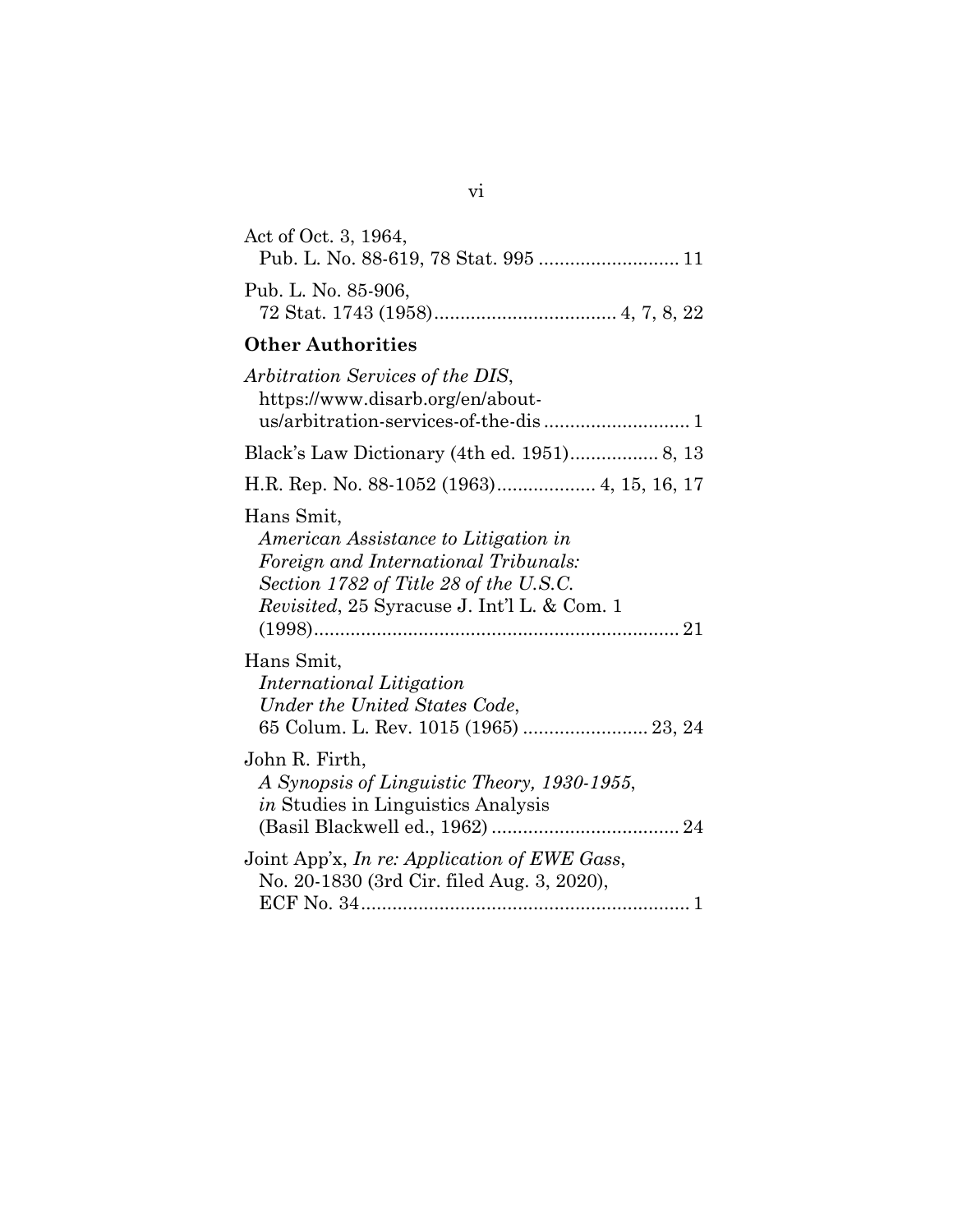Act of Oct. 3, 1964,
Pub. L. No. 88-619, 78 Stat. 995 .......................... 11

Pub. L. No. 85-906,
72 Stat. 1743 (1958).................................. 4, 7, 8, 22

**Other Authorities**

*Arbitration Services of the DIS*,
https://www.disarb.org/en/about-us/arbitration-services-of-the-dis ............................ 1

Black's Law Dictionary (4th ed. 1951)................. 8, 13

H.R. Rep. No. 88-1052 (1963)................... 4, 15, 16, 17

Hans Smit,
*American Assistance to Litigation in Foreign and International Tribunals: Section 1782 of Title 28 of the U.S.C. Revisited*, 25 Syracuse J. Int'l L. & Com. 1 (1998)...................................................................... 21

Hans Smit,
*International Litigation Under the United States Code*,
65 Colum. L. Rev. 1015 (1965) ........................ 23, 24

John R. Firth,
*A Synopsis of Linguistic Theory, 1930-1955*, *in* Studies in Linguistics Analysis
(Basil Blackwell ed., 1962) .................................... 24

Joint App'x, *In re: Application of EWE Gass*,
No. 20-1830 (3rd Cir. filed Aug. 3, 2020),
ECF No. 34............................................................... 1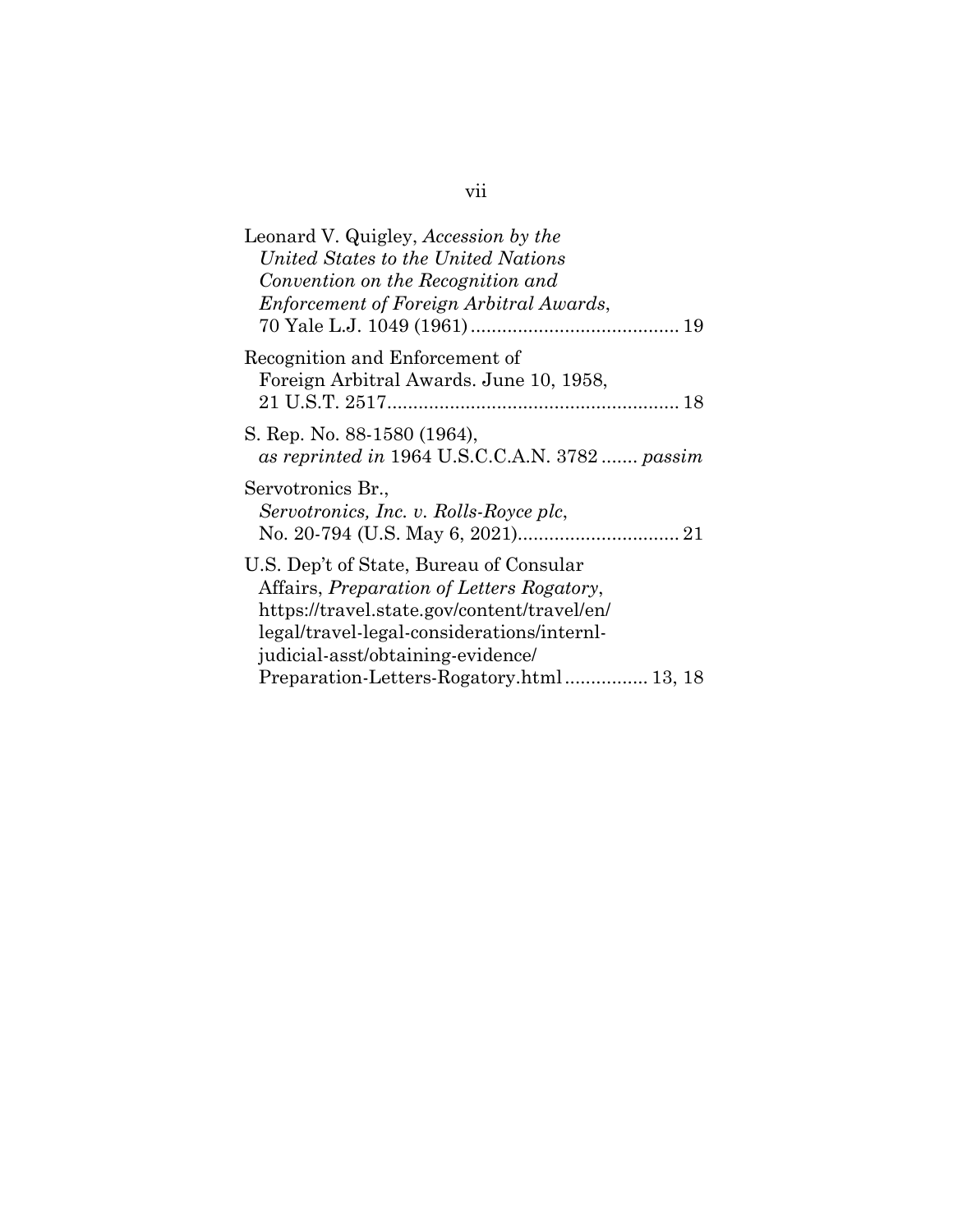Leonard V. Quigley, *Accession by the United States to the United Nations Convention on the Recognition and Enforcement of Foreign Arbitral Awards*, 70 Yale L.J. 1049 (1961)........................................ 19

Recognition and Enforcement of Foreign Arbitral Awards. June 10, 1958, 21 U.S.T. 2517........................................................ 18

S. Rep. No. 88-1580 (1964), *as reprinted in* 1964 U.S.C.C.A.N. 3782 ....... *passim*

Servotronics Br., *Servotronics, Inc. v. Rolls-Royce plc*, No. 20-794 (U.S. May 6, 2021)............................... 21

U.S. Dep't of State, Bureau of Consular Affairs, *Preparation of Letters Rogatory*, https://travel.state.gov/content/travel/en/legal/travel-legal-considerations/internl-judicial-asst/obtaining-evidence/Preparation-Letters-Rogatory.html................ 13, 18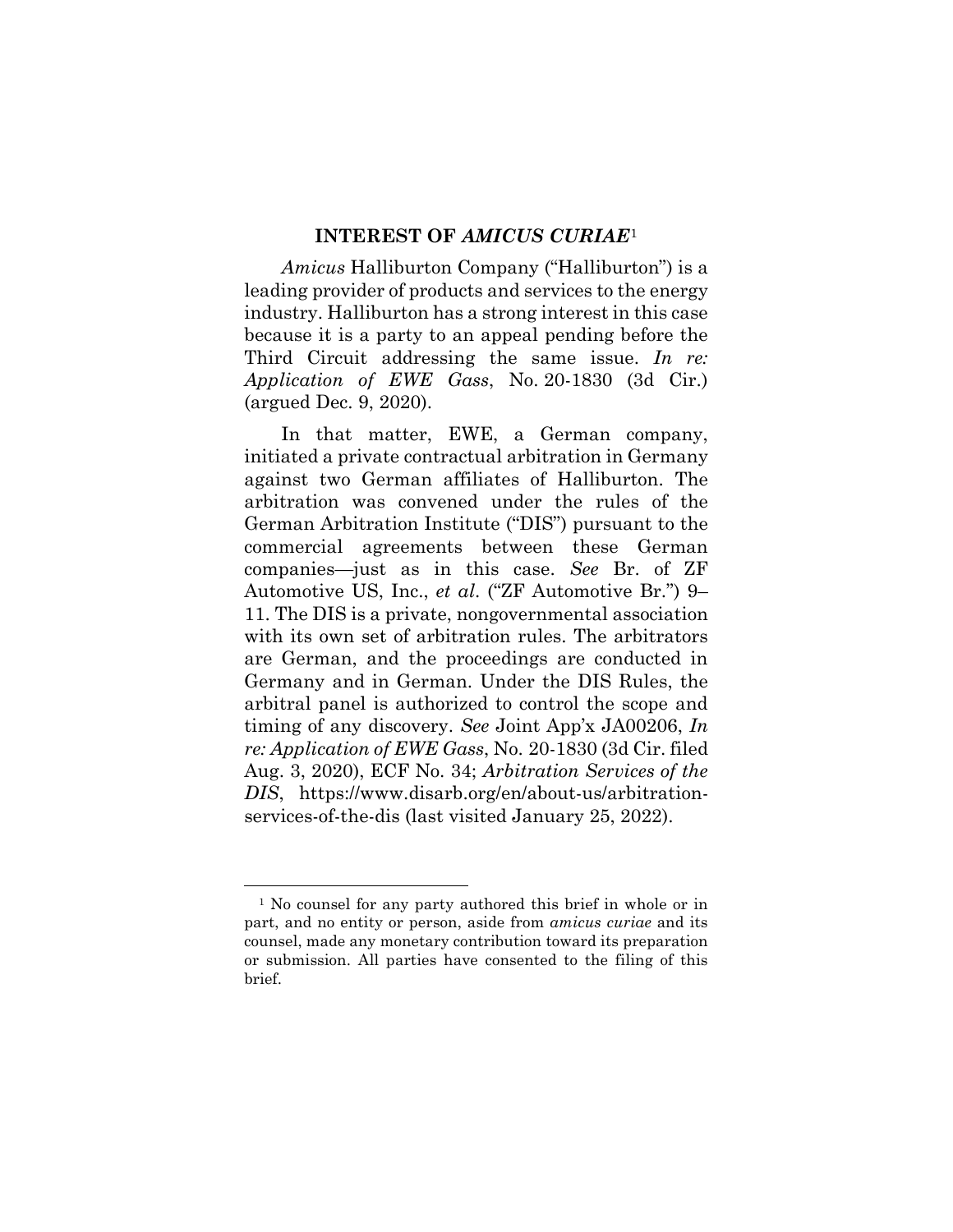## INTEREST OF *AMICUS CURIAE*[1]

*Amicus* Halliburton Company ("Halliburton") is a leading provider of products and services to the energy industry. Halliburton has a strong interest in this case because it is a party to an appeal pending before the Third Circuit addressing the same issue. *In re: Application of EWE Gass*, No. 20-1830 (3d Cir.) (argued Dec. 9, 2020).

In that matter, EWE, a German company, initiated a private contractual arbitration in Germany against two German affiliates of Halliburton. The arbitration was convened under the rules of the German Arbitration Institute ("DIS") pursuant to the commercial agreements between these German companies—just as in this case. *See* Br. of ZF Automotive US, Inc., *et al*. ("ZF Automotive Br.") 9–11. The DIS is a private, nongovernmental association with its own set of arbitration rules. The arbitrators are German, and the proceedings are conducted in Germany and in German. Under the DIS Rules, the arbitral panel is authorized to control the scope and timing of any discovery. *See* Joint App'x JA00206, *In re: Application of EWE Gass*, No. 20-1830 (3d Cir. filed Aug. 3, 2020), ECF No. 34; *Arbitration Services of the DIS*, https://www.disarb.org/en/about-us/arbitration-services-of-the-dis (last visited January 25, 2022).

---

[1] No counsel for any party authored this brief in whole or in part, and no entity or person, aside from *amicus curiae* and its counsel, made any monetary contribution toward its preparation or submission. All parties have consented to the filing of this brief.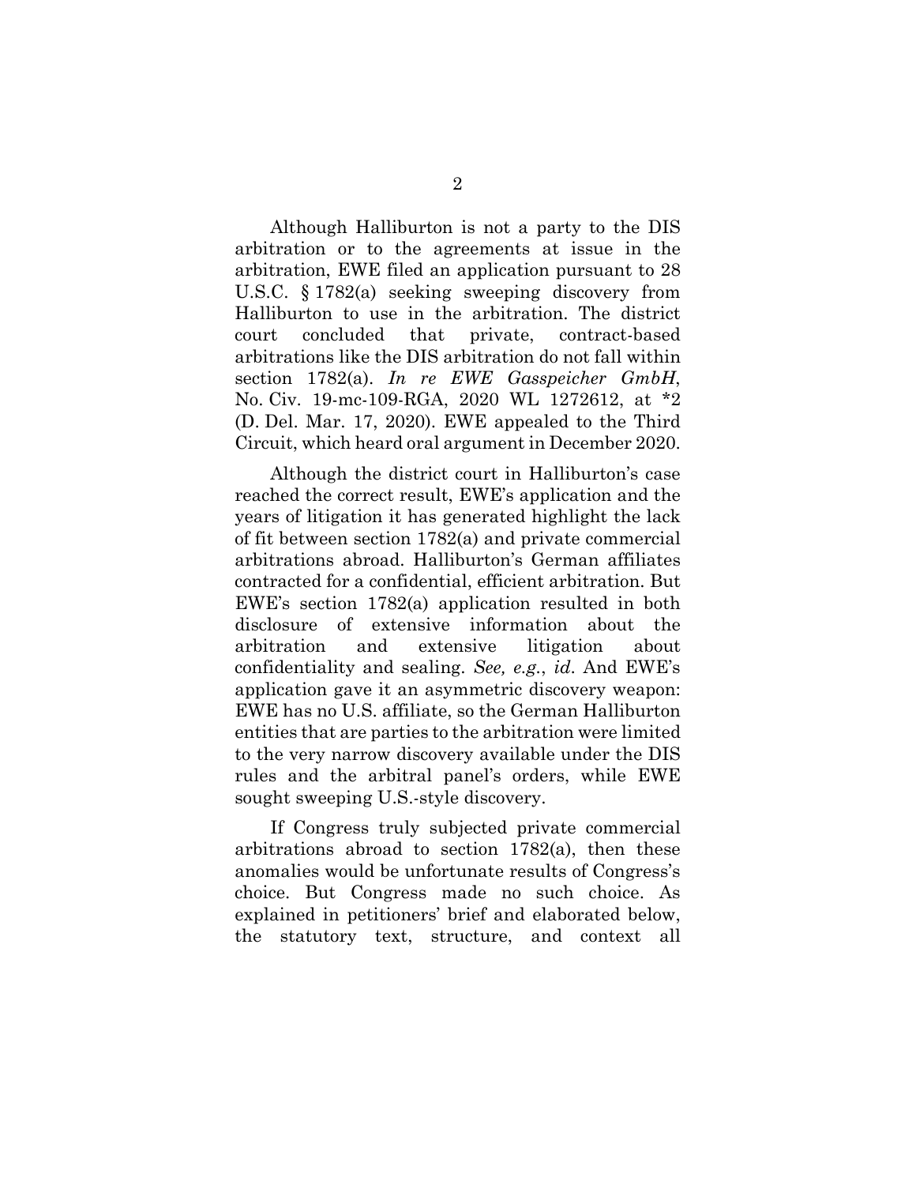Although Halliburton is not a party to the DIS arbitration or to the agreements at issue in the arbitration, EWE filed an application pursuant to 28 U.S.C. § 1782(a) seeking sweeping discovery from Halliburton to use in the arbitration. The district court concluded that private, contract-based arbitrations like the DIS arbitration do not fall within section 1782(a). *In re EWE Gasspeicher GmbH*, No. Civ. 19-mc-109-RGA, 2020 WL 1272612, at *2 (D. Del. Mar. 17, 2020). EWE appealed to the Third Circuit, which heard oral argument in December 2020.

Although the district court in Halliburton's case reached the correct result, EWE's application and the years of litigation it has generated highlight the lack of fit between section 1782(a) and private commercial arbitrations abroad. Halliburton's German affiliates contracted for a confidential, efficient arbitration. But EWE's section 1782(a) application resulted in both disclosure of extensive information about the arbitration and extensive litigation about confidentiality and sealing. *See, e.g.*, *id*. And EWE's application gave it an asymmetric discovery weapon: EWE has no U.S. affiliate, so the German Halliburton entities that are parties to the arbitration were limited to the very narrow discovery available under the DIS rules and the arbitral panel's orders, while EWE sought sweeping U.S.-style discovery.

If Congress truly subjected private commercial arbitrations abroad to section 1782(a), then these anomalies would be unfortunate results of Congress's choice. But Congress made no such choice. As explained in petitioners' brief and elaborated below, the statutory text, structure, and context all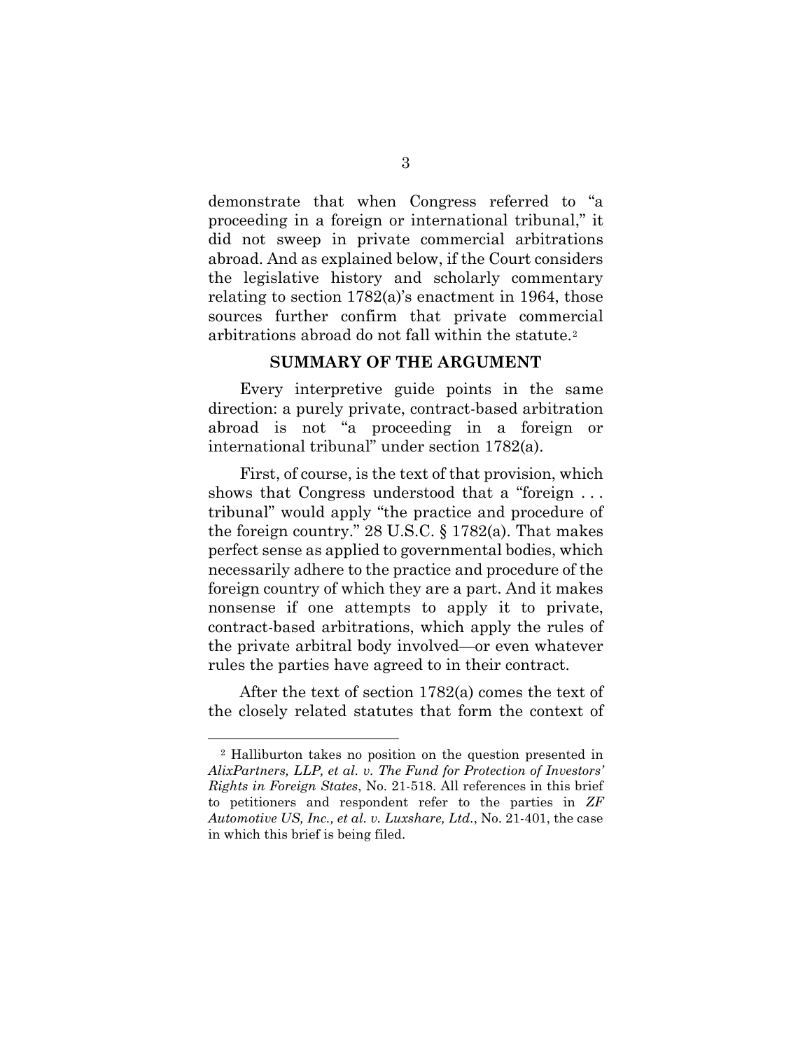demonstrate that when Congress referred to "a proceeding in a foreign or international tribunal," it did not sweep in private commercial arbitrations abroad. And as explained below, if the Court considers the legislative history and scholarly commentary relating to section 1782(a)'s enactment in 1964, those sources further confirm that private commercial arbitrations abroad do not fall within the statute.[2]

## SUMMARY OF THE ARGUMENT

Every interpretive guide points in the same direction: a purely private, contract-based arbitration abroad is not "a proceeding in a foreign or international tribunal" under section 1782(a).

First, of course, is the text of that provision, which shows that Congress understood that a "foreign . . . tribunal" would apply "the practice and procedure of the foreign country." 28 U.S.C. § 1782(a). That makes perfect sense as applied to governmental bodies, which necessarily adhere to the practice and procedure of the foreign country of which they are a part. And it makes nonsense if one attempts to apply it to private, contract-based arbitrations, which apply the rules of the private arbitral body involved—or even whatever rules the parties have agreed to in their contract.

After the text of section 1782(a) comes the text of the closely related statutes that form the context of

---

[2] Halliburton takes no position on the question presented in *AlixPartners, LLP, et al. v. The Fund for Protection of Investors' Rights in Foreign States*, No. 21-518. All references in this brief to petitioners and respondent refer to the parties in *ZF Automotive US, Inc., et al. v. Luxshare, Ltd.*, No. 21-401, the case in which this brief is being filed.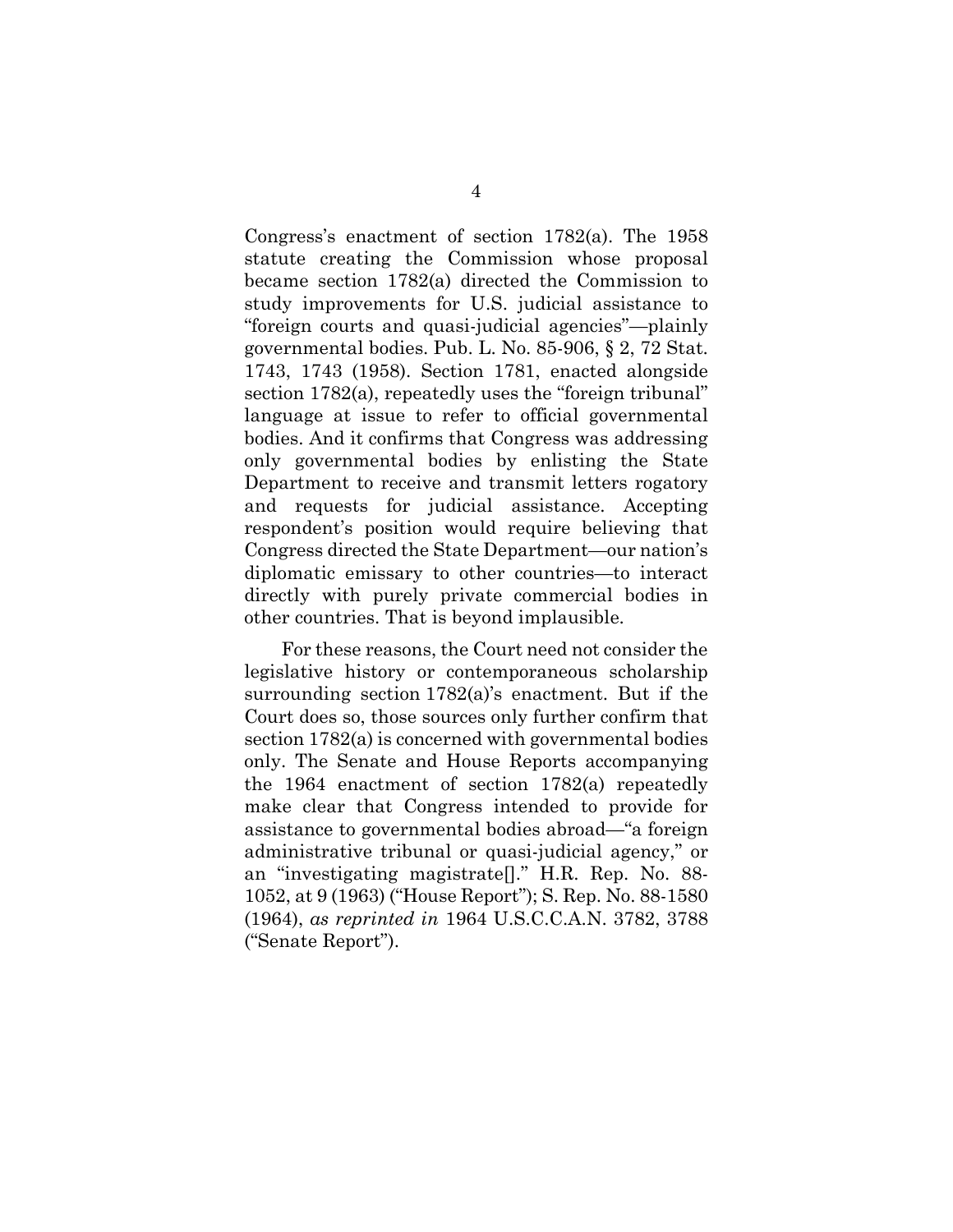Congress's enactment of section 1782(a). The 1958 statute creating the Commission whose proposal became section 1782(a) directed the Commission to study improvements for U.S. judicial assistance to "foreign courts and quasi-judicial agencies"—plainly governmental bodies. Pub. L. No. 85-906, § 2, 72 Stat. 1743, 1743 (1958). Section 1781, enacted alongside section 1782(a), repeatedly uses the "foreign tribunal" language at issue to refer to official governmental bodies. And it confirms that Congress was addressing only governmental bodies by enlisting the State Department to receive and transmit letters rogatory and requests for judicial assistance. Accepting respondent's position would require believing that Congress directed the State Department—our nation's diplomatic emissary to other countries—to interact directly with purely private commercial bodies in other countries. That is beyond implausible.

For these reasons, the Court need not consider the legislative history or contemporaneous scholarship surrounding section 1782(a)'s enactment. But if the Court does so, those sources only further confirm that section 1782(a) is concerned with governmental bodies only. The Senate and House Reports accompanying the 1964 enactment of section 1782(a) repeatedly make clear that Congress intended to provide for assistance to governmental bodies abroad—"a foreign administrative tribunal or quasi-judicial agency," or an "investigating magistrate[]." H.R. Rep. No. 88-1052, at 9 (1963) ("House Report"); S. Rep. No. 88-1580 (1964), *as reprinted in* 1964 U.S.C.C.A.N. 3782, 3788 ("Senate Report").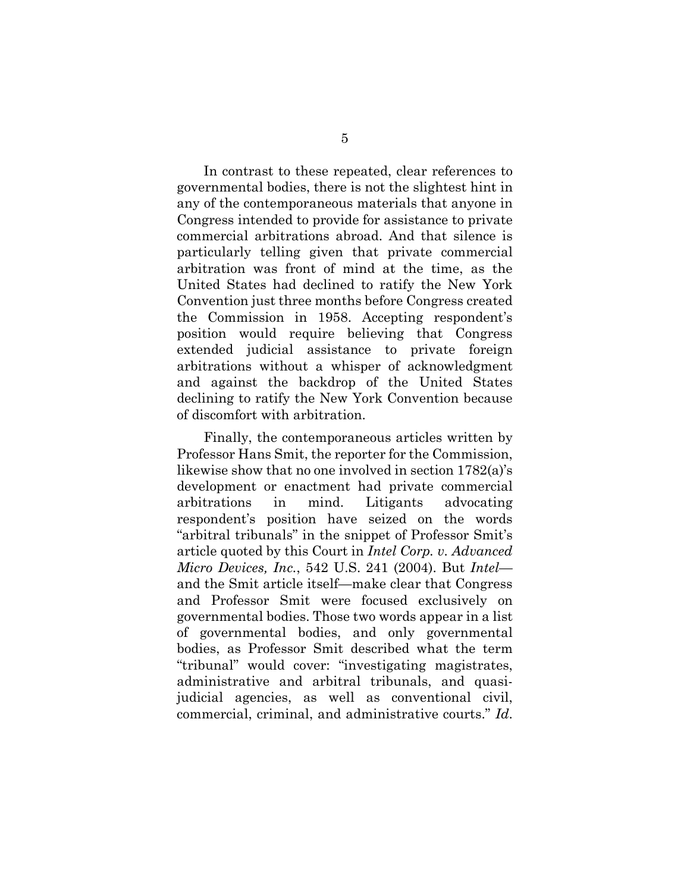In contrast to these repeated, clear references to governmental bodies, there is not the slightest hint in any of the contemporaneous materials that anyone in Congress intended to provide for assistance to private commercial arbitrations abroad. And that silence is particularly telling given that private commercial arbitration was front of mind at the time, as the United States had declined to ratify the New York Convention just three months before Congress created the Commission in 1958. Accepting respondent's position would require believing that Congress extended judicial assistance to private foreign arbitrations without a whisper of acknowledgment and against the backdrop of the United States declining to ratify the New York Convention because of discomfort with arbitration.

Finally, the contemporaneous articles written by Professor Hans Smit, the reporter for the Commission, likewise show that no one involved in section 1782(a)'s development or enactment had private commercial arbitrations in mind. Litigants advocating respondent's position have seized on the words "arbitral tribunals" in the snippet of Professor Smit's article quoted by this Court in *Intel Corp. v. Advanced Micro Devices, Inc.*, 542 U.S. 241 (2004). But *Intel*—and the Smit article itself—make clear that Congress and Professor Smit were focused exclusively on governmental bodies. Those two words appear in a list of governmental bodies, and only governmental bodies, as Professor Smit described what the term "tribunal" would cover: "investigating magistrates, administrative and arbitral tribunals, and quasi-judicial agencies, as well as conventional civil, commercial, criminal, and administrative courts." *Id*.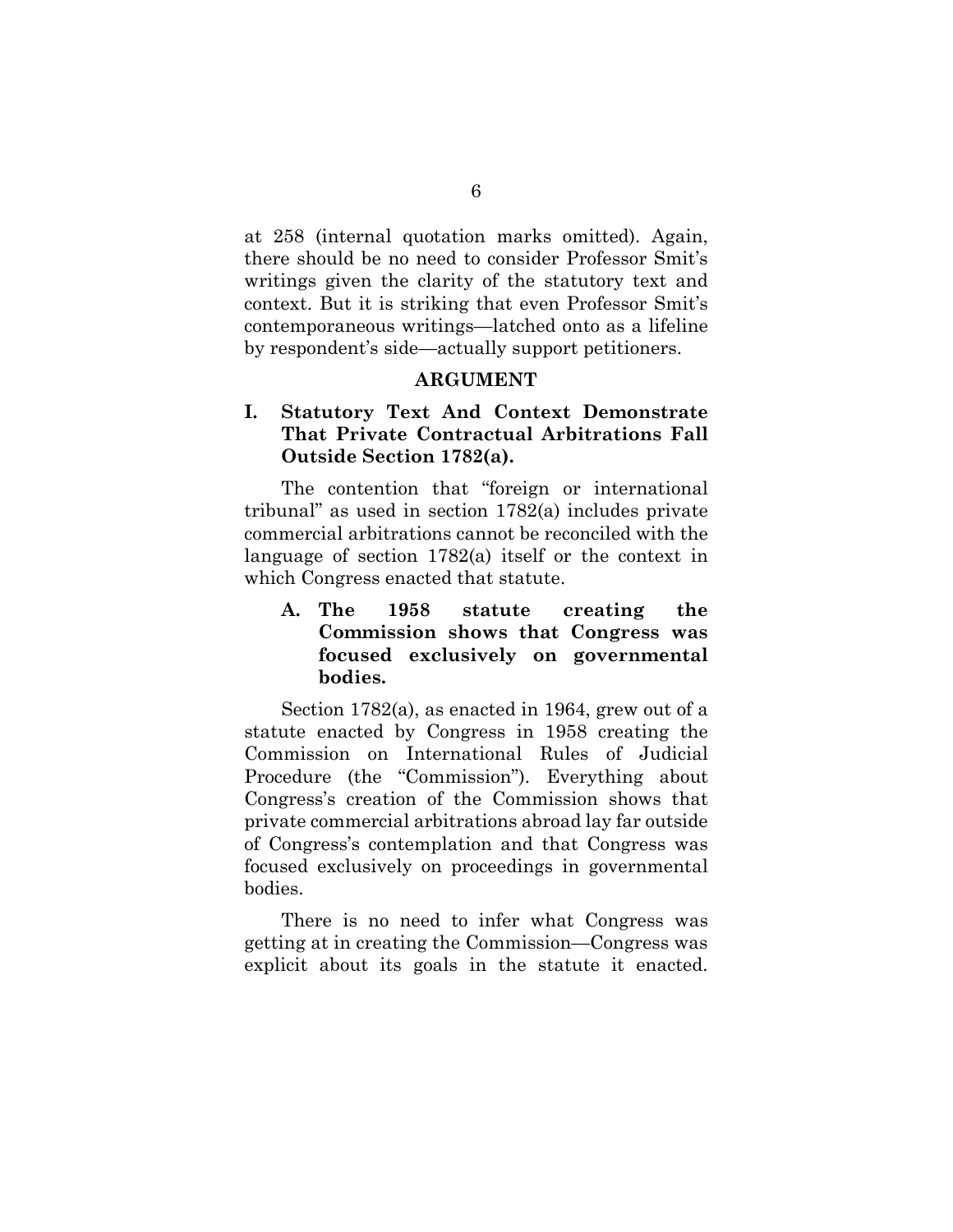at 258 (internal quotation marks omitted). Again, there should be no need to consider Professor Smit's writings given the clarity of the statutory text and context. But it is striking that even Professor Smit's contemporaneous writings—latched onto as a lifeline by respondent's side—actually support petitioners.

## ARGUMENT

### I. Statutory Text And Context Demonstrate That Private Contractual Arbitrations Fall Outside Section 1782(a).

The contention that "foreign or international tribunal" as used in section 1782(a) includes private commercial arbitrations cannot be reconciled with the language of section 1782(a) itself or the context in which Congress enacted that statute.

#### A. The 1958 statute creating the Commission shows that Congress was focused exclusively on governmental bodies.

Section 1782(a), as enacted in 1964, grew out of a statute enacted by Congress in 1958 creating the Commission on International Rules of Judicial Procedure (the "Commission"). Everything about Congress's creation of the Commission shows that private commercial arbitrations abroad lay far outside of Congress's contemplation and that Congress was focused exclusively on proceedings in governmental bodies.

There is no need to infer what Congress was getting at in creating the Commission—Congress was explicit about its goals in the statute it enacted.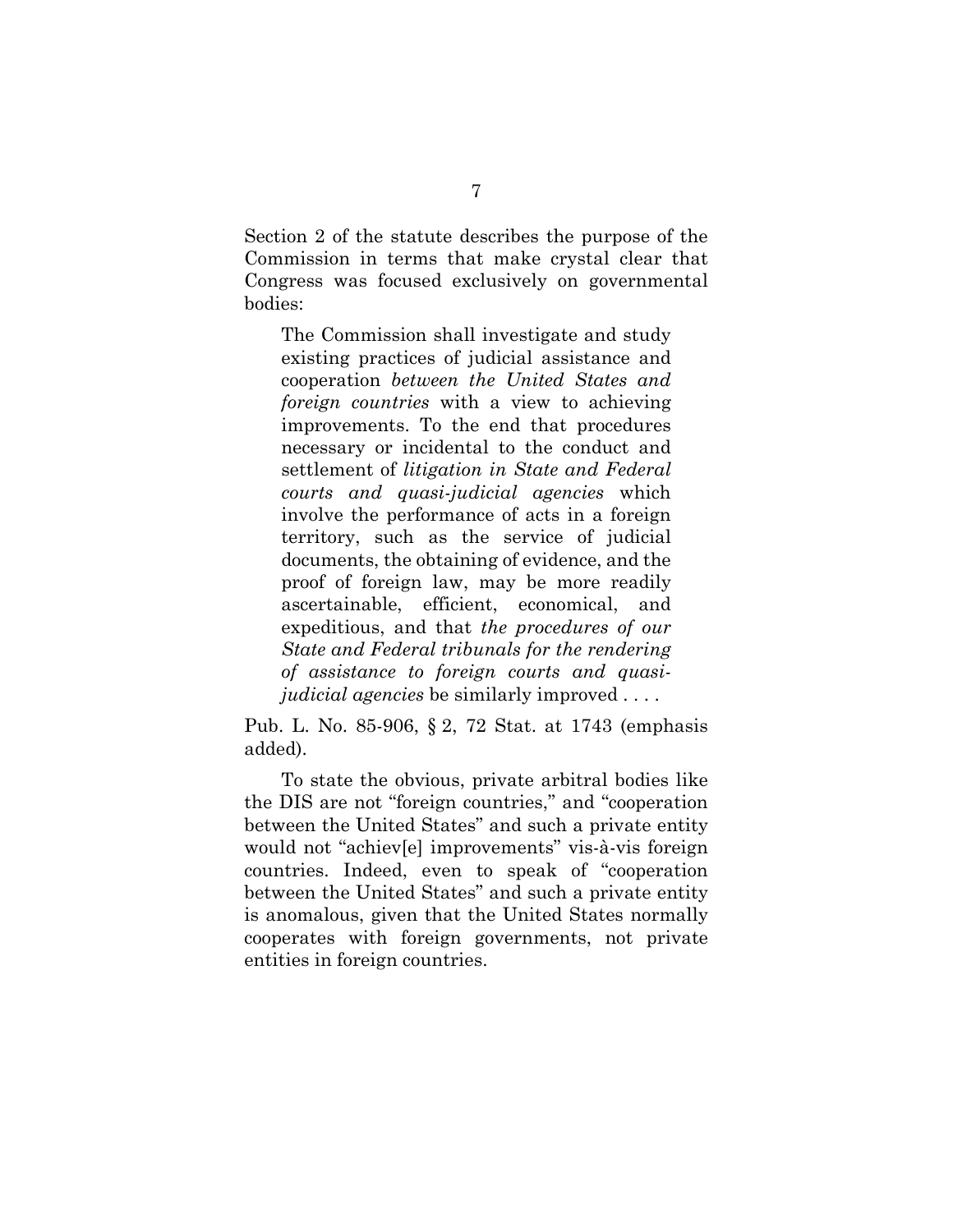Section 2 of the statute describes the purpose of the Commission in terms that make crystal clear that Congress was focused exclusively on governmental bodies:

> The Commission shall investigate and study existing practices of judicial assistance and cooperation *between the United States and foreign countries* with a view to achieving improvements. To the end that procedures necessary or incidental to the conduct and settlement of *litigation in State and Federal courts and quasi-judicial agencies* which involve the performance of acts in a foreign territory, such as the service of judicial documents, the obtaining of evidence, and the proof of foreign law, may be more readily ascertainable, efficient, economical, and expeditious, and that *the procedures of our State and Federal tribunals for the rendering of assistance to foreign courts and quasi-judicial agencies* be similarly improved . . . .

Pub. L. No. 85-906, § 2, 72 Stat. at 1743 (emphasis added).

To state the obvious, private arbitral bodies like the DIS are not "foreign countries," and "cooperation between the United States" and such a private entity would not "achiev[e] improvements" vis-à-vis foreign countries. Indeed, even to speak of "cooperation between the United States" and such a private entity is anomalous, given that the United States normally cooperates with foreign governments, not private entities in foreign countries.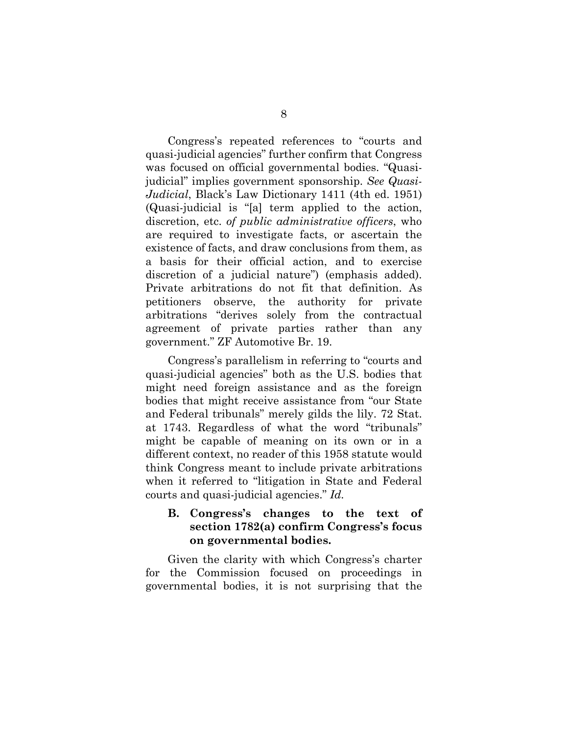Congress's repeated references to "courts and quasi-judicial agencies" further confirm that Congress was focused on official governmental bodies. "Quasi-judicial" implies government sponsorship. *See Quasi-Judicial*, Black's Law Dictionary 1411 (4th ed. 1951) (Quasi-judicial is "[a] term applied to the action, discretion, etc. *of public administrative officers*, who are required to investigate facts, or ascertain the existence of facts, and draw conclusions from them, as a basis for their official action, and to exercise discretion of a judicial nature") (emphasis added). Private arbitrations do not fit that definition. As petitioners observe, the authority for private arbitrations "derives solely from the contractual agreement of private parties rather than any government." ZF Automotive Br. 19.

Congress's parallelism in referring to "courts and quasi-judicial agencies" both as the U.S. bodies that might need foreign assistance and as the foreign bodies that might receive assistance from "our State and Federal tribunals" merely gilds the lily. 72 Stat. at 1743. Regardless of what the word "tribunals" might be capable of meaning on its own or in a different context, no reader of this 1958 statute would think Congress meant to include private arbitrations when it referred to "litigation in State and Federal courts and quasi-judicial agencies." *Id.*

### B. Congress's changes to the text of section 1782(a) confirm Congress's focus on governmental bodies.

Given the clarity with which Congress's charter for the Commission focused on proceedings in governmental bodies, it is not surprising that the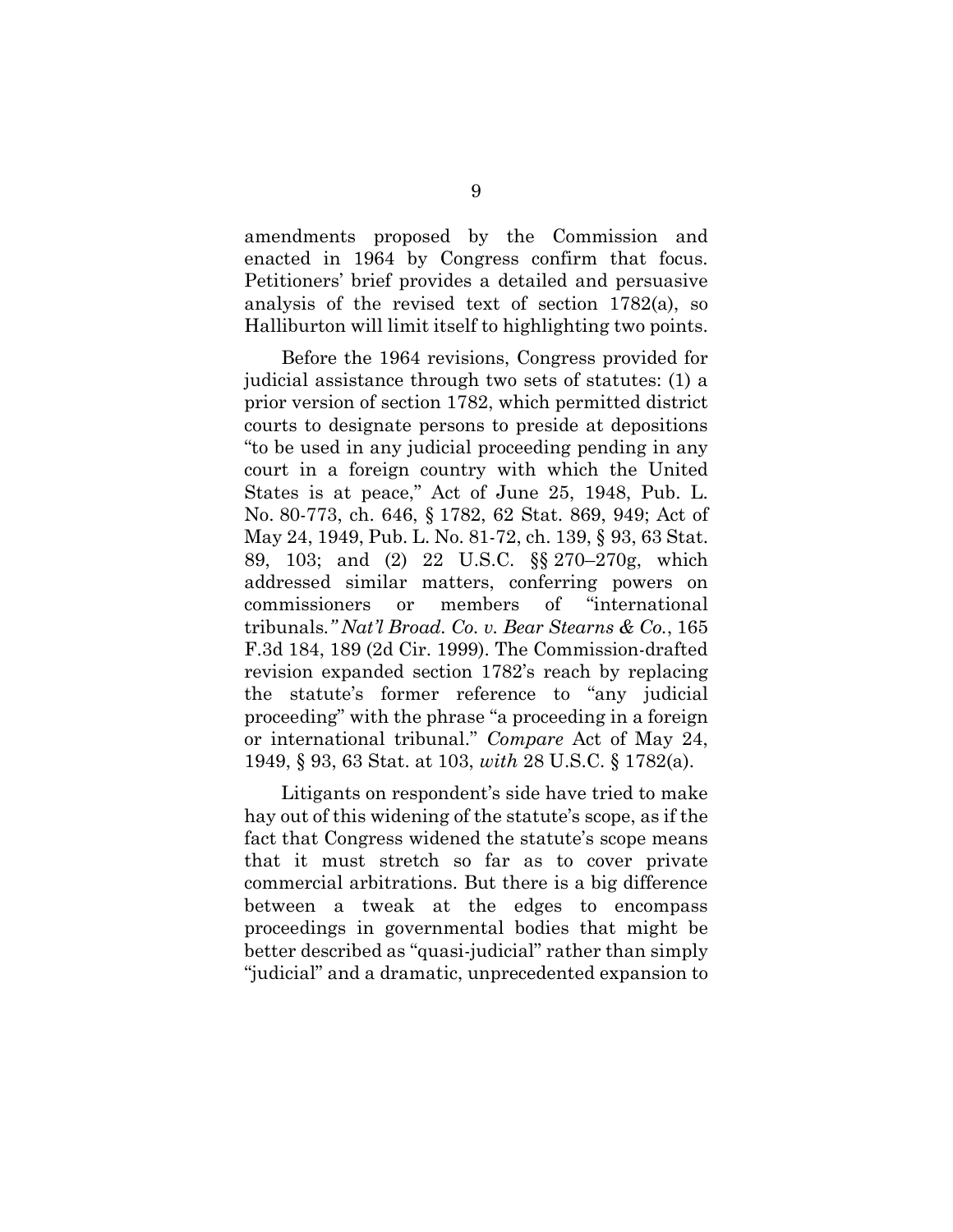amendments proposed by the Commission and enacted in 1964 by Congress confirm that focus. Petitioners' brief provides a detailed and persuasive analysis of the revised text of section 1782(a), so Halliburton will limit itself to highlighting two points.

Before the 1964 revisions, Congress provided for judicial assistance through two sets of statutes: (1) a prior version of section 1782, which permitted district courts to designate persons to preside at depositions "to be used in any judicial proceeding pending in any court in a foreign country with which the United States is at peace," Act of June 25, 1948, Pub. L. No. 80-773, ch. 646, § 1782, 62 Stat. 869, 949; Act of May 24, 1949, Pub. L. No. 81-72, ch. 139, § 93, 63 Stat. 89, 103; and (2) 22 U.S.C. §§ 270–270g, which addressed similar matters, conferring powers on commissioners or members of "international tribunals*." Nat'l Broad. Co. v. Bear Stearns & Co.*, 165 F.3d 184, 189 (2d Cir. 1999). The Commission-drafted revision expanded section 1782's reach by replacing the statute's former reference to "any judicial proceeding" with the phrase "a proceeding in a foreign or international tribunal." *Compare* Act of May 24, 1949, § 93, 63 Stat. at 103, *with* 28 U.S.C. § 1782(a).

Litigants on respondent's side have tried to make hay out of this widening of the statute's scope, as if the fact that Congress widened the statute's scope means that it must stretch so far as to cover private commercial arbitrations. But there is a big difference between a tweak at the edges to encompass proceedings in governmental bodies that might be better described as "quasi-judicial" rather than simply "judicial" and a dramatic, unprecedented expansion to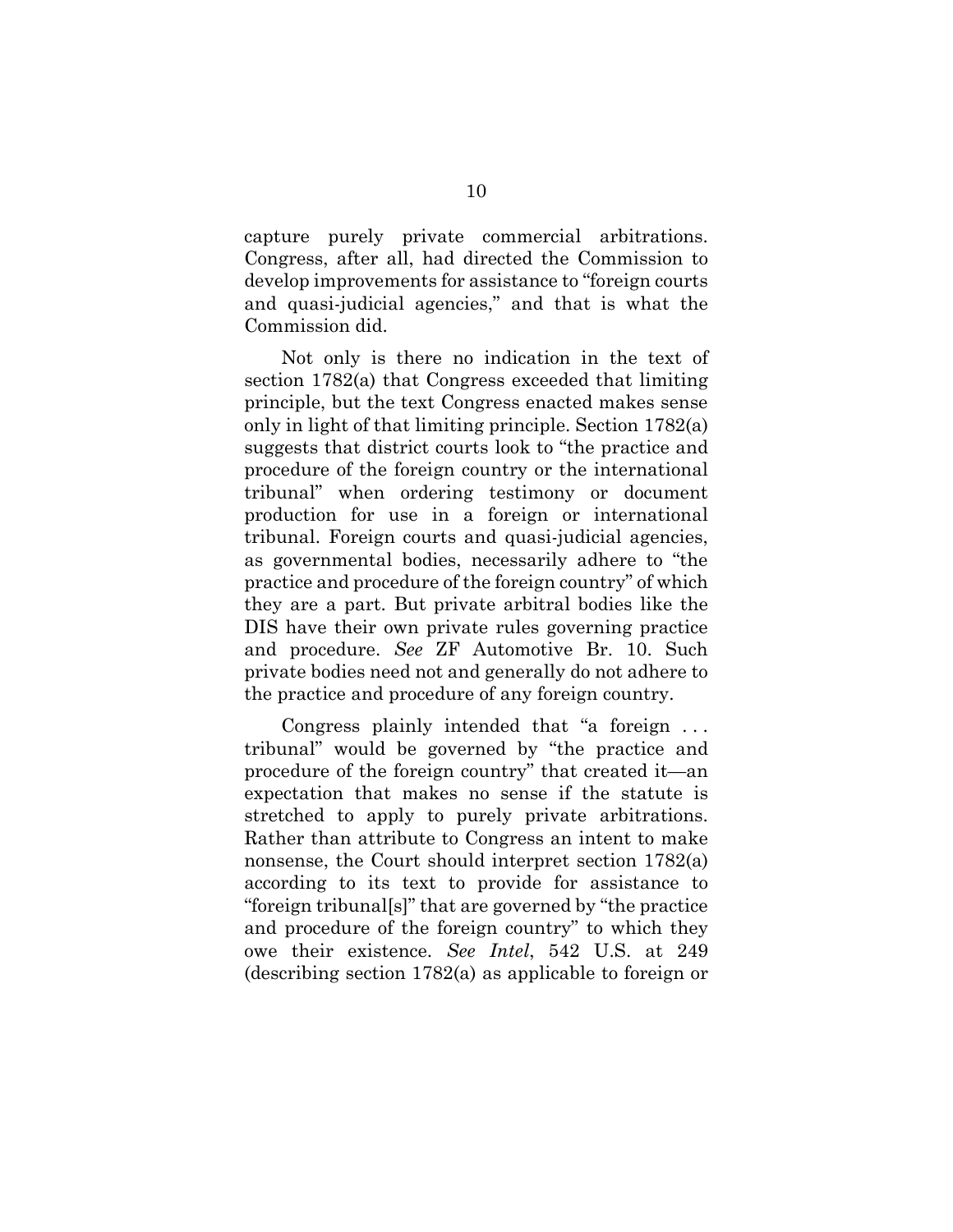capture purely private commercial arbitrations. Congress, after all, had directed the Commission to develop improvements for assistance to "foreign courts and quasi-judicial agencies," and that is what the Commission did.

Not only is there no indication in the text of section 1782(a) that Congress exceeded that limiting principle, but the text Congress enacted makes sense only in light of that limiting principle. Section 1782(a) suggests that district courts look to "the practice and procedure of the foreign country or the international tribunal" when ordering testimony or document production for use in a foreign or international tribunal. Foreign courts and quasi-judicial agencies, as governmental bodies, necessarily adhere to "the practice and procedure of the foreign country" of which they are a part. But private arbitral bodies like the DIS have their own private rules governing practice and procedure. *See* ZF Automotive Br. 10. Such private bodies need not and generally do not adhere to the practice and procedure of any foreign country.

Congress plainly intended that "a foreign . . . tribunal" would be governed by "the practice and procedure of the foreign country" that created it—an expectation that makes no sense if the statute is stretched to apply to purely private arbitrations. Rather than attribute to Congress an intent to make nonsense, the Court should interpret section 1782(a) according to its text to provide for assistance to "foreign tribunal[s]" that are governed by "the practice and procedure of the foreign country" to which they owe their existence. *See Intel*, 542 U.S. at 249 (describing section 1782(a) as applicable to foreign or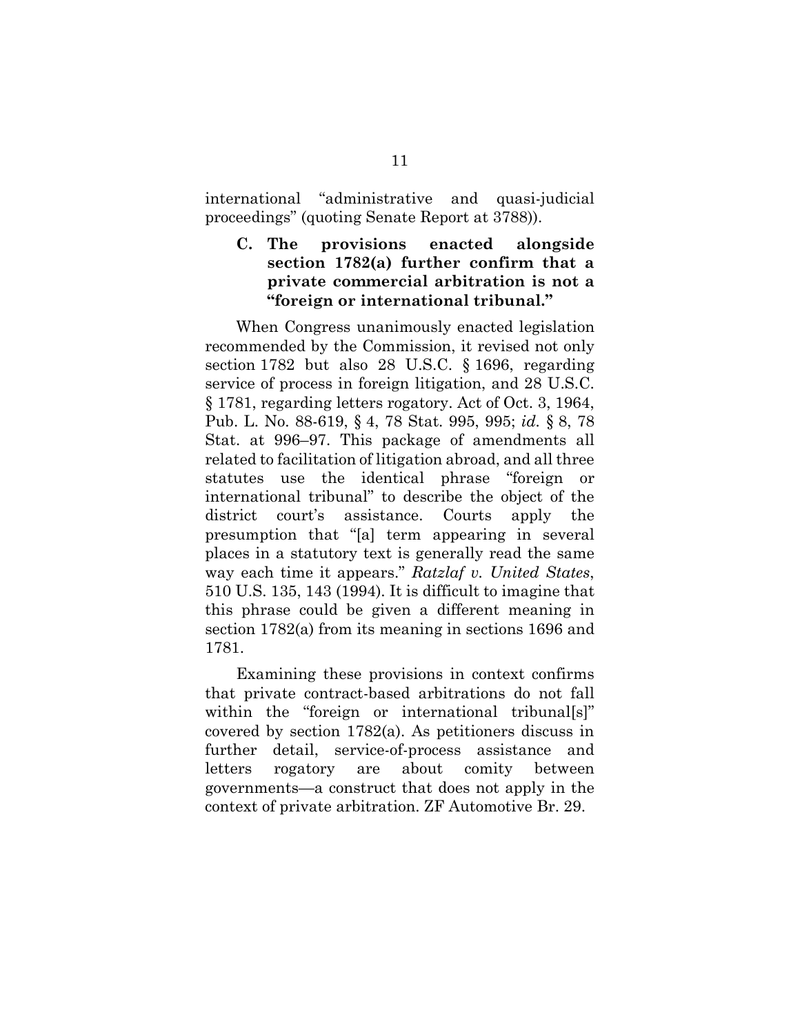international "administrative and quasi-judicial proceedings" (quoting Senate Report at 3788)).

### C. The provisions enacted alongside section 1782(a) further confirm that a private commercial arbitration is not a "foreign or international tribunal."

When Congress unanimously enacted legislation recommended by the Commission, it revised not only section 1782 but also 28 U.S.C. § 1696, regarding service of process in foreign litigation, and 28 U.S.C. § 1781, regarding letters rogatory. Act of Oct. 3, 1964, Pub. L. No. 88-619, § 4, 78 Stat. 995, 995; *id.* § 8, 78 Stat. at 996–97. This package of amendments all related to facilitation of litigation abroad, and all three statutes use the identical phrase "foreign or international tribunal" to describe the object of the district court's assistance. Courts apply the presumption that "[a] term appearing in several places in a statutory text is generally read the same way each time it appears." *Ratzlaf v. United States*, 510 U.S. 135, 143 (1994). It is difficult to imagine that this phrase could be given a different meaning in section 1782(a) from its meaning in sections 1696 and 1781.

Examining these provisions in context confirms that private contract-based arbitrations do not fall within the "foreign or international tribunal[s]" covered by section 1782(a). As petitioners discuss in further detail, service-of-process assistance and letters rogatory are about comity between governments—a construct that does not apply in the context of private arbitration. ZF Automotive Br. 29.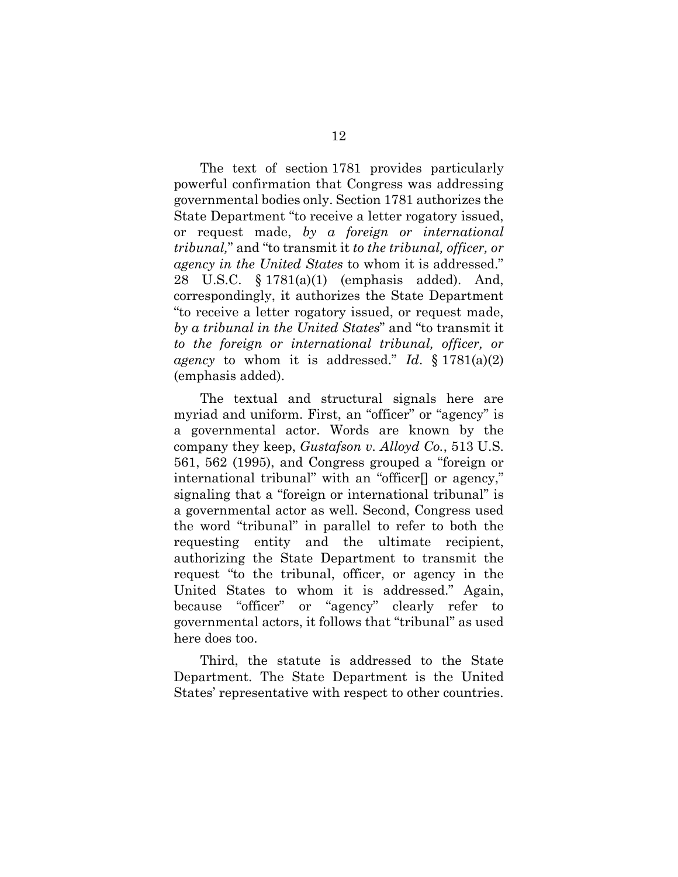The text of section 1781 provides particularly powerful confirmation that Congress was addressing governmental bodies only. Section 1781 authorizes the State Department "to receive a letter rogatory issued, or request made, *by a foreign or international tribunal*," and "to transmit it *to the tribunal, officer, or agency in the United States* to whom it is addressed." 28 U.S.C. § 1781(a)(1) (emphasis added). And, correspondingly, it authorizes the State Department "to receive a letter rogatory issued, or request made, *by a tribunal in the United States*" and "to transmit it *to the foreign or international tribunal, officer, or agency* to whom it is addressed." *Id*. § 1781(a)(2) (emphasis added).

The textual and structural signals here are myriad and uniform. First, an "officer" or "agency" is a governmental actor. Words are known by the company they keep, *Gustafson v. Alloyd Co.*, 513 U.S. 561, 562 (1995), and Congress grouped a "foreign or international tribunal" with an "officer[] or agency," signaling that a "foreign or international tribunal" is a governmental actor as well. Second, Congress used the word "tribunal" in parallel to refer to both the requesting entity and the ultimate recipient, authorizing the State Department to transmit the request "to the tribunal, officer, or agency in the United States to whom it is addressed." Again, because "officer" or "agency" clearly refer to governmental actors, it follows that "tribunal" as used here does too.

Third, the statute is addressed to the State Department. The State Department is the United States' representative with respect to other countries.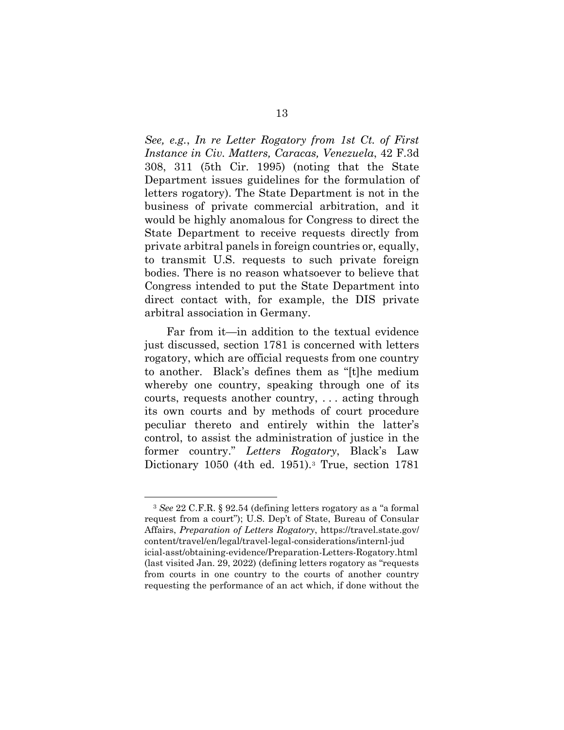*See, e.g.*, *In re Letter Rogatory from 1st Ct. of First Instance in Civ. Matters, Caracas, Venezuela*, 42 F.3d 308, 311 (5th Cir. 1995) (noting that the State Department issues guidelines for the formulation of letters rogatory). The State Department is not in the business of private commercial arbitration, and it would be highly anomalous for Congress to direct the State Department to receive requests directly from private arbitral panels in foreign countries or, equally, to transmit U.S. requests to such private foreign bodies. There is no reason whatsoever to believe that Congress intended to put the State Department into direct contact with, for example, the DIS private arbitral association in Germany.

Far from it—in addition to the textual evidence just discussed, section 1781 is concerned with letters rogatory, which are official requests from one country to another. Black's defines them as "[t]he medium whereby one country, speaking through one of its courts, requests another country, . . . acting through its own courts and by methods of court procedure peculiar thereto and entirely within the latter's control, to assist the administration of justice in the former country." *Letters Rogatory*, Black's Law Dictionary 1050 (4th ed. 1951).[3] True, section 1781

[3] *See* 22 C.F.R. § 92.54 (defining letters rogatory as a "formal request from a court"); U.S. Dep't of State, Bureau of Consular Affairs, *Preparation of Letters Rogatory*, https://travel.state.gov/content/travel/en/legal/travel-legal-considerations/internl-judicial-asst/obtaining-evidence/Preparation-Letters-Rogatory.html (last visited Jan. 29, 2022) (defining letters rogatory as "requests from courts in one country to the courts of another country requesting the performance of an act which, if done without the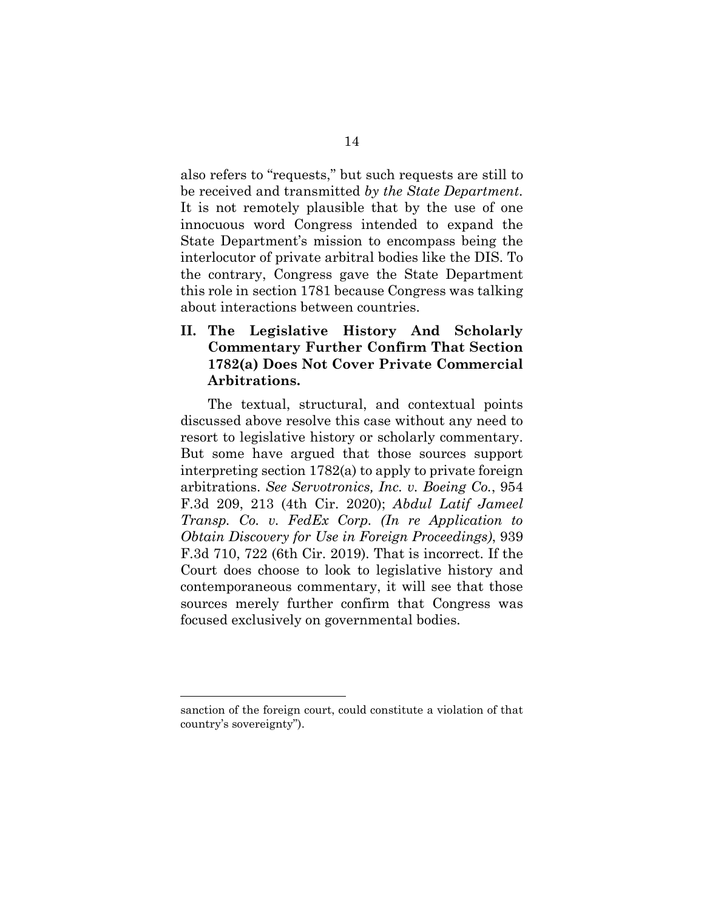also refers to "requests," but such requests are still to be received and transmitted *by the State Department*. It is not remotely plausible that by the use of one innocuous word Congress intended to expand the State Department's mission to encompass being the interlocutor of private arbitral bodies like the DIS. To the contrary, Congress gave the State Department this role in section 1781 because Congress was talking about interactions between countries.

## II. The Legislative History And Scholarly Commentary Further Confirm That Section 1782(a) Does Not Cover Private Commercial Arbitrations.

The textual, structural, and contextual points discussed above resolve this case without any need to resort to legislative history or scholarly commentary. But some have argued that those sources support interpreting section 1782(a) to apply to private foreign arbitrations. *See Servotronics, Inc. v. Boeing Co.*, 954 F.3d 209, 213 (4th Cir. 2020); *Abdul Latif Jameel Transp. Co. v. FedEx Corp. (In re Application to Obtain Discovery for Use in Foreign Proceedings)*, 939 F.3d 710, 722 (6th Cir. 2019). That is incorrect. If the Court does choose to look to legislative history and contemporaneous commentary, it will see that those sources merely further confirm that Congress was focused exclusively on governmental bodies.

---

sanction of the foreign court, could constitute a violation of that country's sovereignty").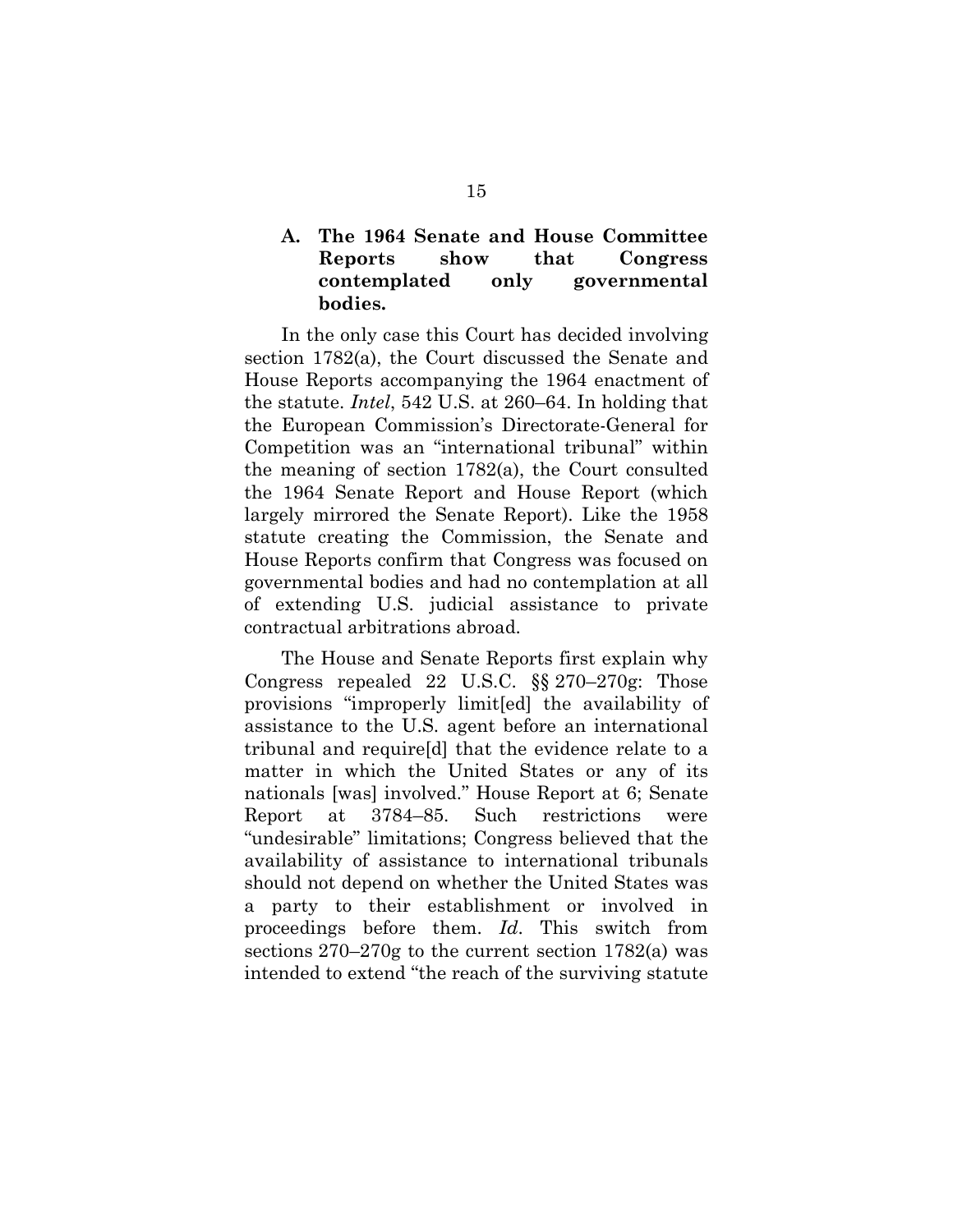### A. The 1964 Senate and House Committee Reports show that Congress contemplated only governmental bodies.

In the only case this Court has decided involving section 1782(a), the Court discussed the Senate and House Reports accompanying the 1964 enactment of the statute. *Intel*, 542 U.S. at 260–64. In holding that the European Commission's Directorate-General for Competition was an "international tribunal" within the meaning of section 1782(a), the Court consulted the 1964 Senate Report and House Report (which largely mirrored the Senate Report). Like the 1958 statute creating the Commission, the Senate and House Reports confirm that Congress was focused on governmental bodies and had no contemplation at all of extending U.S. judicial assistance to private contractual arbitrations abroad.

The House and Senate Reports first explain why Congress repealed 22 U.S.C. §§ 270–270g: Those provisions "improperly limit[ed] the availability of assistance to the U.S. agent before an international tribunal and require[d] that the evidence relate to a matter in which the United States or any of its nationals [was] involved." House Report at 6; Senate Report at 3784–85. Such restrictions were "undesirable" limitations; Congress believed that the availability of assistance to international tribunals should not depend on whether the United States was a party to their establishment or involved in proceedings before them. *Id*. This switch from sections 270–270g to the current section 1782(a) was intended to extend "the reach of the surviving statute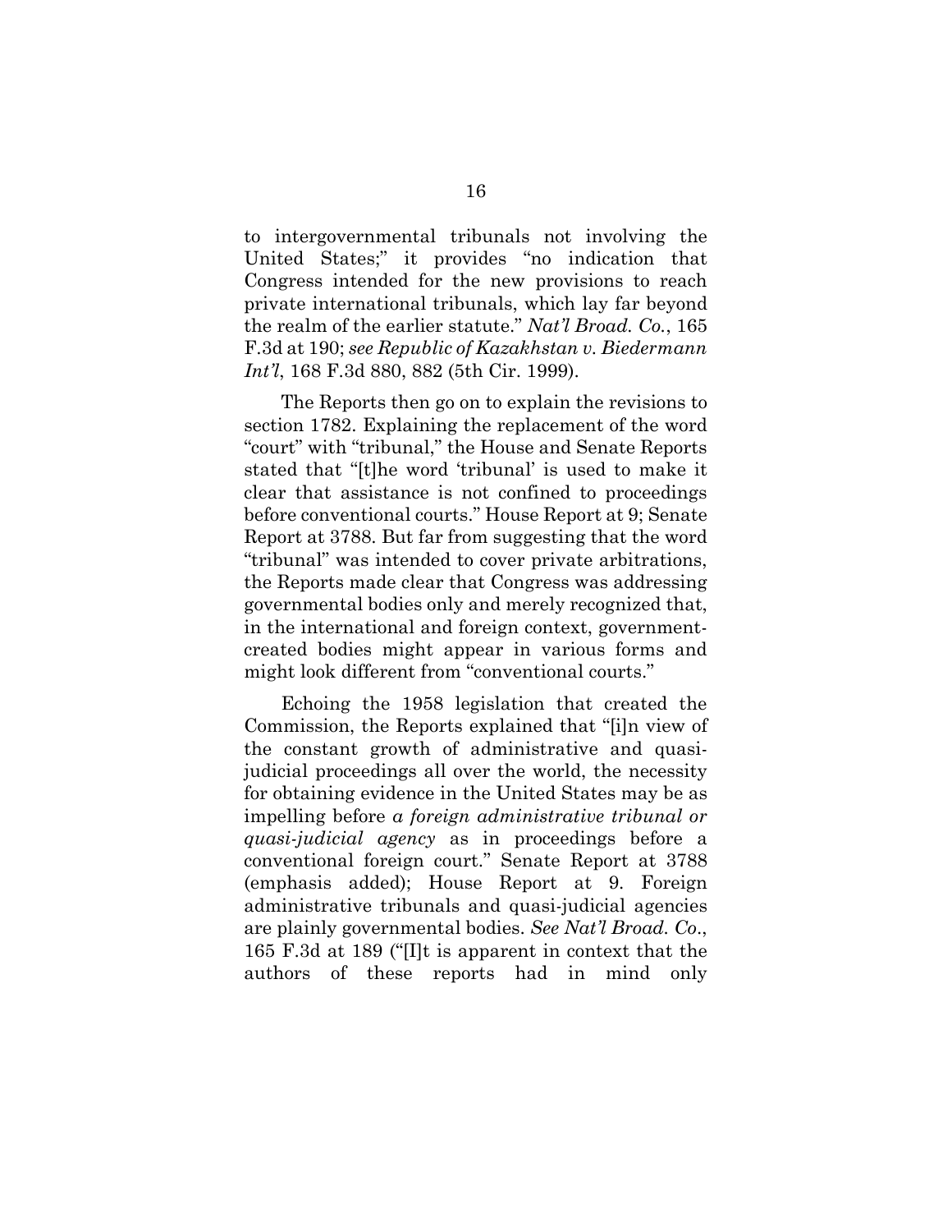to intergovernmental tribunals not involving the United States;" it provides "no indication that Congress intended for the new provisions to reach private international tribunals, which lay far beyond the realm of the earlier statute." *Nat'l Broad. Co.*, 165 F.3d at 190; *see Republic of Kazakhstan v. Biedermann Int'l*, 168 F.3d 880, 882 (5th Cir. 1999).

The Reports then go on to explain the revisions to section 1782. Explaining the replacement of the word "court" with "tribunal," the House and Senate Reports stated that "[t]he word 'tribunal' is used to make it clear that assistance is not confined to proceedings before conventional courts." House Report at 9; Senate Report at 3788. But far from suggesting that the word "tribunal" was intended to cover private arbitrations, the Reports made clear that Congress was addressing governmental bodies only and merely recognized that, in the international and foreign context, government-created bodies might appear in various forms and might look different from "conventional courts."

Echoing the 1958 legislation that created the Commission, the Reports explained that "[i]n view of the constant growth of administrative and quasi-judicial proceedings all over the world, the necessity for obtaining evidence in the United States may be as impelling before *a foreign administrative tribunal or quasi-judicial agency* as in proceedings before a conventional foreign court." Senate Report at 3788 (emphasis added); House Report at 9. Foreign administrative tribunals and quasi-judicial agencies are plainly governmental bodies. *See Nat'l Broad. Co*., 165 F.3d at 189 ("[I]t is apparent in context that the authors of these reports had in mind only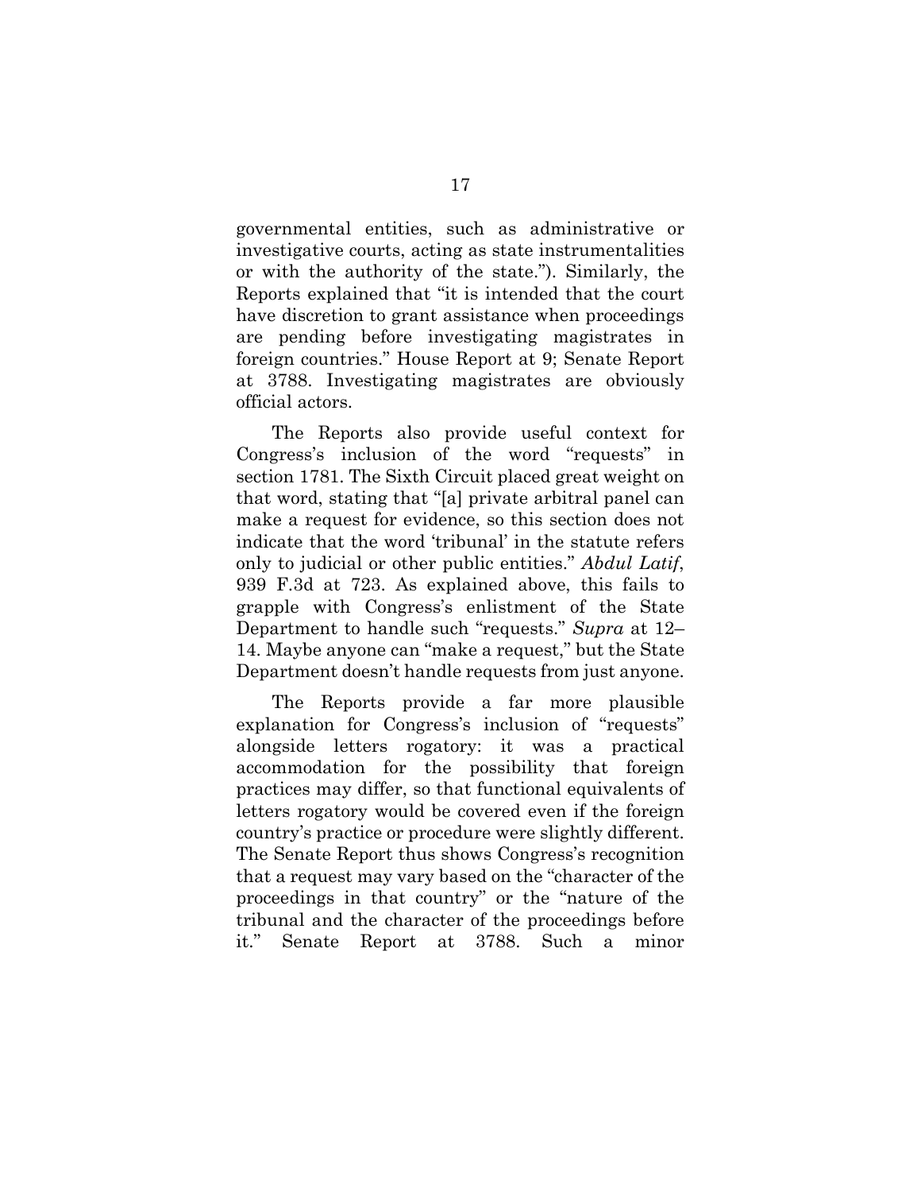governmental entities, such as administrative or investigative courts, acting as state instrumentalities or with the authority of the state."). Similarly, the Reports explained that "it is intended that the court have discretion to grant assistance when proceedings are pending before investigating magistrates in foreign countries." House Report at 9; Senate Report at 3788. Investigating magistrates are obviously official actors.

The Reports also provide useful context for Congress's inclusion of the word "requests" in section 1781. The Sixth Circuit placed great weight on that word, stating that "[a] private arbitral panel can make a request for evidence, so this section does not indicate that the word 'tribunal' in the statute refers only to judicial or other public entities." *Abdul Latif*, 939 F.3d at 723. As explained above, this fails to grapple with Congress's enlistment of the State Department to handle such "requests." *Supra* at 12–14. Maybe anyone can "make a request," but the State Department doesn't handle requests from just anyone.

The Reports provide a far more plausible explanation for Congress's inclusion of "requests" alongside letters rogatory: it was a practical accommodation for the possibility that foreign practices may differ, so that functional equivalents of letters rogatory would be covered even if the foreign country's practice or procedure were slightly different. The Senate Report thus shows Congress's recognition that a request may vary based on the "character of the proceedings in that country" or the "nature of the tribunal and the character of the proceedings before it." Senate Report at 3788. Such a minor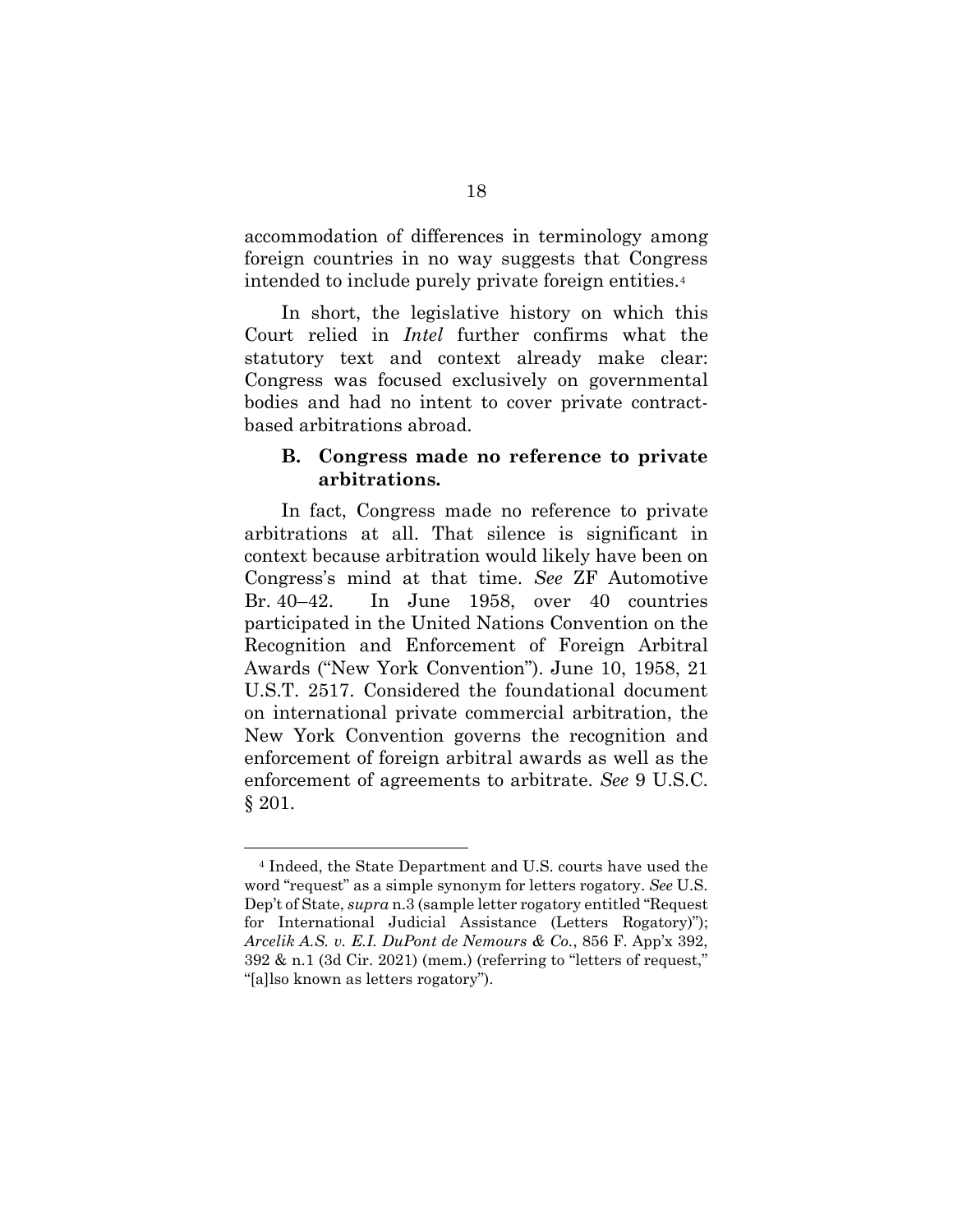accommodation of differences in terminology among foreign countries in no way suggests that Congress intended to include purely private foreign entities.[4]

In short, the legislative history on which this Court relied in *Intel* further confirms what the statutory text and context already make clear: Congress was focused exclusively on governmental bodies and had no intent to cover private contract-based arbitrations abroad.

### B. Congress made no reference to private arbitrations.

In fact, Congress made no reference to private arbitrations at all. That silence is significant in context because arbitration would likely have been on Congress's mind at that time. *See* ZF Automotive Br. 40–42. In June 1958, over 40 countries participated in the United Nations Convention on the Recognition and Enforcement of Foreign Arbitral Awards ("New York Convention"). June 10, 1958, 21 U.S.T. 2517. Considered the foundational document on international private commercial arbitration, the New York Convention governs the recognition and enforcement of foreign arbitral awards as well as the enforcement of agreements to arbitrate. *See* 9 U.S.C. § 201.

---

[4] Indeed, the State Department and U.S. courts have used the word "request" as a simple synonym for letters rogatory. *See* U.S. Dep't of State, *supra* n.3 (sample letter rogatory entitled "Request for International Judicial Assistance (Letters Rogatory)"); *Arcelik A.S. v. E.I. DuPont de Nemours & Co.*, 856 F. App'x 392, 392 & n.1 (3d Cir. 2021) (mem.) (referring to "letters of request," "[a]lso known as letters rogatory").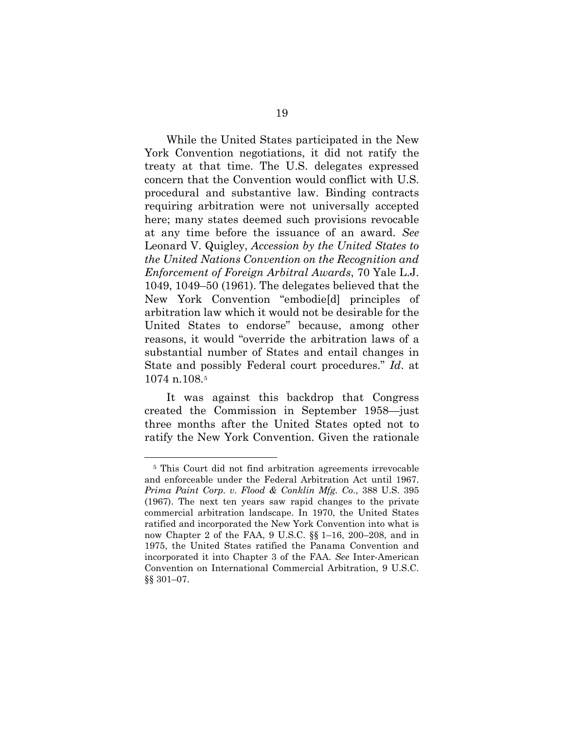While the United States participated in the New York Convention negotiations, it did not ratify the treaty at that time. The U.S. delegates expressed concern that the Convention would conflict with U.S. procedural and substantive law. Binding contracts requiring arbitration were not universally accepted here; many states deemed such provisions revocable at any time before the issuance of an award. *See* Leonard V. Quigley, *Accession by the United States to the United Nations Convention on the Recognition and Enforcement of Foreign Arbitral Awards*, 70 Yale L.J. 1049, 1049–50 (1961). The delegates believed that the New York Convention "embodie[d] principles of arbitration law which it would not be desirable for the United States to endorse" because, among other reasons, it would "override the arbitration laws of a substantial number of States and entail changes in State and possibly Federal court procedures." *Id*. at 1074 n.108.[5]

It was against this backdrop that Congress created the Commission in September 1958—just three months after the United States opted not to ratify the New York Convention. Given the rationale

[5] This Court did not find arbitration agreements irrevocable and enforceable under the Federal Arbitration Act until 1967. *Prima Paint Corp. v. Flood & Conklin Mfg. Co*., 388 U.S. 395 (1967). The next ten years saw rapid changes to the private commercial arbitration landscape. In 1970, the United States ratified and incorporated the New York Convention into what is now Chapter 2 of the FAA, 9 U.S.C. §§ 1–16, 200–208, and in 1975, the United States ratified the Panama Convention and incorporated it into Chapter 3 of the FAA. *See* Inter-American Convention on International Commercial Arbitration, 9 U.S.C. §§ 301–07.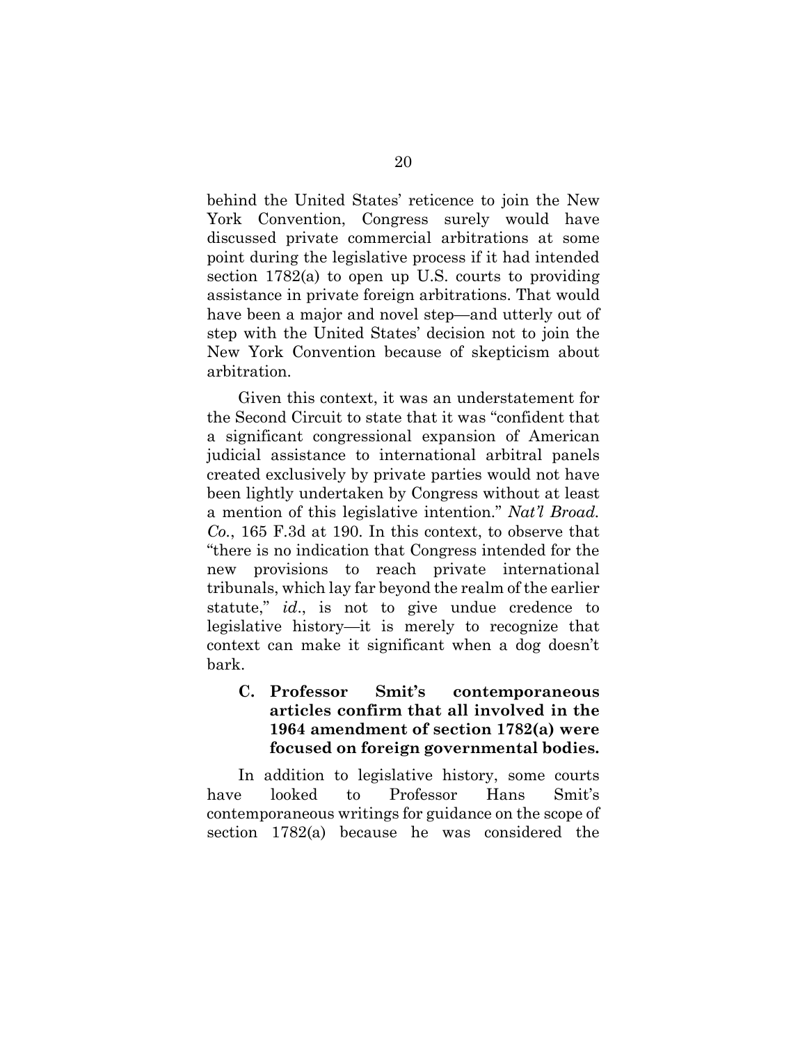behind the United States' reticence to join the New York Convention, Congress surely would have discussed private commercial arbitrations at some point during the legislative process if it had intended section 1782(a) to open up U.S. courts to providing assistance in private foreign arbitrations. That would have been a major and novel step—and utterly out of step with the United States' decision not to join the New York Convention because of skepticism about arbitration.

Given this context, it was an understatement for the Second Circuit to state that it was "confident that a significant congressional expansion of American judicial assistance to international arbitral panels created exclusively by private parties would not have been lightly undertaken by Congress without at least a mention of this legislative intention." *Nat'l Broad. Co.*, 165 F.3d at 190. In this context, to observe that "there is no indication that Congress intended for the new provisions to reach private international tribunals, which lay far beyond the realm of the earlier statute," *id.*, is not to give undue credence to legislative history—it is merely to recognize that context can make it significant when a dog doesn't bark.

### C. Professor Smit's contemporaneous articles confirm that all involved in the 1964 amendment of section 1782(a) were focused on foreign governmental bodies.

In addition to legislative history, some courts have looked to Professor Hans Smit's contemporaneous writings for guidance on the scope of section 1782(a) because he was considered the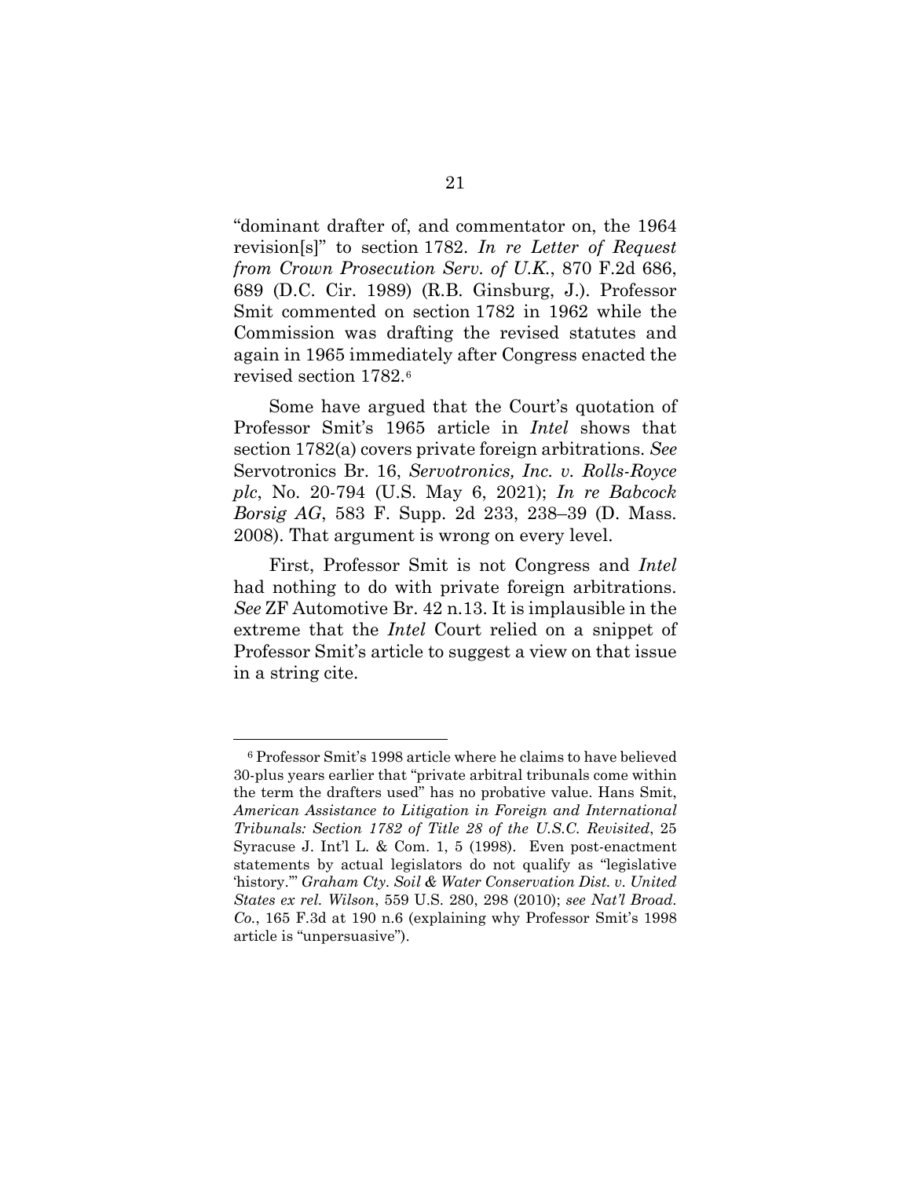"dominant drafter of, and commentator on, the 1964 revision[s]" to section 1782. *In re Letter of Request from Crown Prosecution Serv. of U.K.*, 870 F.2d 686, 689 (D.C. Cir. 1989) (R.B. Ginsburg, J.). Professor Smit commented on section 1782 in 1962 while the Commission was drafting the revised statutes and again in 1965 immediately after Congress enacted the revised section 1782.[6]

Some have argued that the Court's quotation of Professor Smit's 1965 article in *Intel* shows that section 1782(a) covers private foreign arbitrations. *See* Servotronics Br. 16, *Servotronics, Inc. v. Rolls-Royce plc*, No. 20-794 (U.S. May 6, 2021); *In re Babcock Borsig AG*, 583 F. Supp. 2d 233, 238–39 (D. Mass. 2008). That argument is wrong on every level.

First, Professor Smit is not Congress and *Intel* had nothing to do with private foreign arbitrations. *See* ZF Automotive Br. 42 n.13. It is implausible in the extreme that the *Intel* Court relied on a snippet of Professor Smit's article to suggest a view on that issue in a string cite.

---

[6] Professor Smit's 1998 article where he claims to have believed 30-plus years earlier that "private arbitral tribunals come within the term the drafters used" has no probative value. Hans Smit, *American Assistance to Litigation in Foreign and International Tribunals: Section 1782 of Title 28 of the U.S.C. Revisited*, 25 Syracuse J. Int'l L. & Com. 1, 5 (1998). Even post-enactment statements by actual legislators do not qualify as "legislative 'history.'" *Graham Cty. Soil & Water Conservation Dist. v. United States ex rel. Wilson*, 559 U.S. 280, 298 (2010); *see Nat'l Broad. Co.*, 165 F.3d at 190 n.6 (explaining why Professor Smit's 1998 article is "unpersuasive").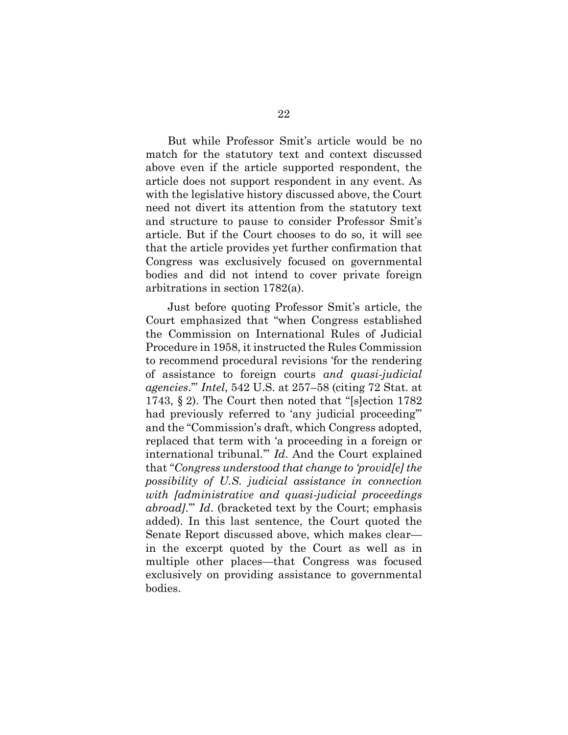But while Professor Smit's article would be no match for the statutory text and context discussed above even if the article supported respondent, the article does not support respondent in any event. As with the legislative history discussed above, the Court need not divert its attention from the statutory text and structure to pause to consider Professor Smit's article. But if the Court chooses to do so, it will see that the article provides yet further confirmation that Congress was exclusively focused on governmental bodies and did not intend to cover private foreign arbitrations in section 1782(a).

Just before quoting Professor Smit's article, the Court emphasized that "when Congress established the Commission on International Rules of Judicial Procedure in 1958, it instructed the Rules Commission to recommend procedural revisions 'for the rendering of assistance to foreign courts *and quasi-judicial agencies*.'" *Intel*, 542 U.S. at 257–58 (citing 72 Stat. at 1743, § 2). The Court then noted that "[s]ection 1782 had previously referred to 'any judicial proceeding'" and the "Commission's draft, which Congress adopted, replaced that term with 'a proceeding in a foreign or international tribunal.'" *Id*. And the Court explained that "*Congress understood that change to 'provid[e] the possibility of U.S. judicial assistance in connection with [administrative and quasi-judicial proceedings abroad].*'" *Id*. (bracketed text by the Court; emphasis added). In this last sentence, the Court quoted the Senate Report discussed above, which makes clear—in the excerpt quoted by the Court as well as in multiple other places—that Congress was focused exclusively on providing assistance to governmental bodies.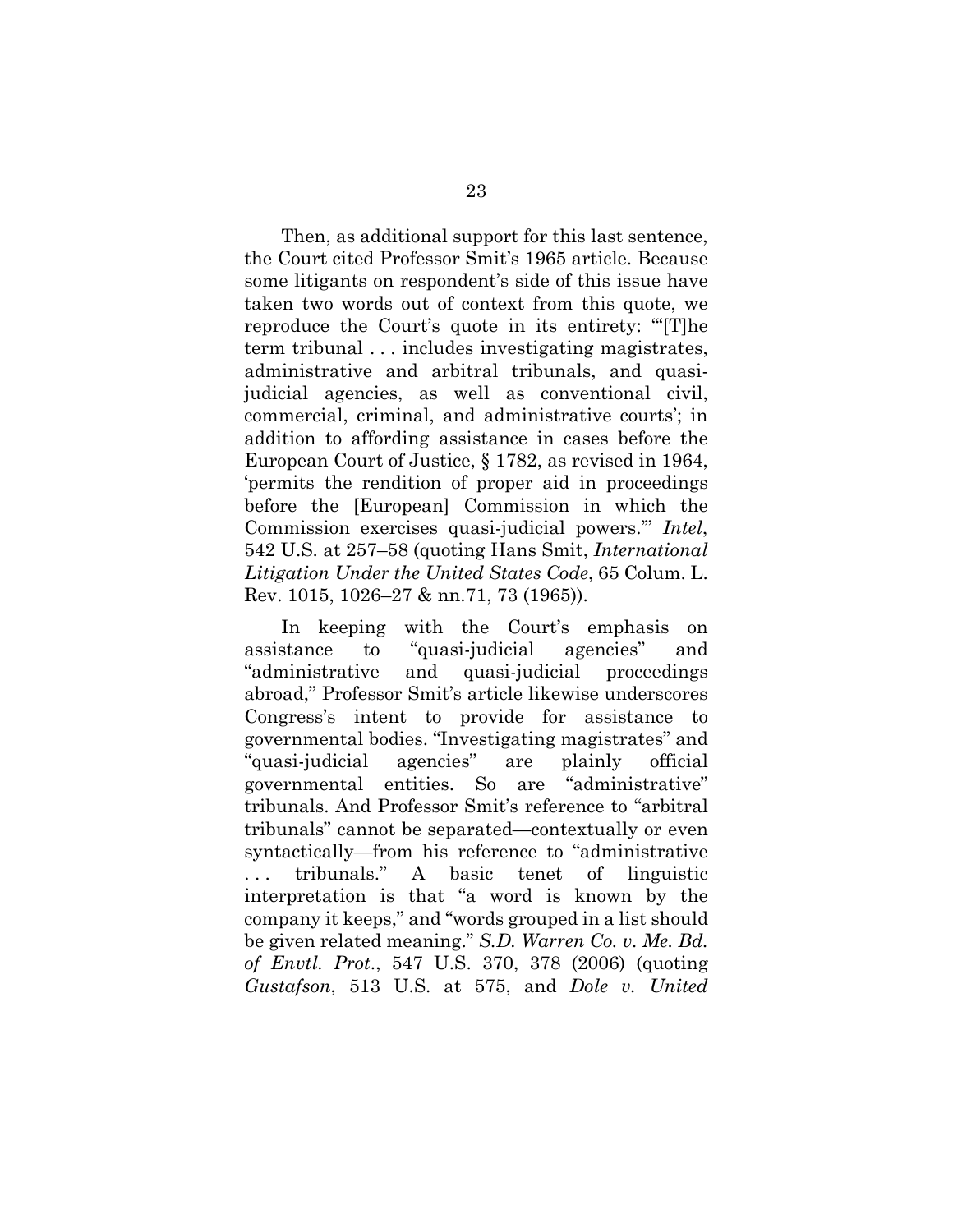Then, as additional support for this last sentence, the Court cited Professor Smit's 1965 article. Because some litigants on respondent's side of this issue have taken two words out of context from this quote, we reproduce the Court's quote in its entirety: "'[T]he term tribunal . . . includes investigating magistrates, administrative and arbitral tribunals, and quasi-judicial agencies, as well as conventional civil, commercial, criminal, and administrative courts'; in addition to affording assistance in cases before the European Court of Justice, § 1782, as revised in 1964, 'permits the rendition of proper aid in proceedings before the [European] Commission in which the Commission exercises quasi-judicial powers.'" *Intel*, 542 U.S. at 257–58 (quoting Hans Smit, *International Litigation Under the United States Code*, 65 Colum. L. Rev. 1015, 1026–27 & nn.71, 73 (1965)).

In keeping with the Court's emphasis on assistance to "quasi-judicial agencies" and "administrative and quasi-judicial proceedings abroad," Professor Smit's article likewise underscores Congress's intent to provide for assistance to governmental bodies. "Investigating magistrates" and "quasi-judicial agencies" are plainly official governmental entities. So are "administrative" tribunals. And Professor Smit's reference to "arbitral tribunals" cannot be separated—contextually or even syntactically—from his reference to "administrative . . . tribunals." A basic tenet of linguistic interpretation is that "a word is known by the company it keeps," and "words grouped in a list should be given related meaning." *S.D. Warren Co. v. Me. Bd. of Envtl. Prot.*, 547 U.S. 370, 378 (2006) (quoting *Gustafson*, 513 U.S. at 575, and *Dole v. United*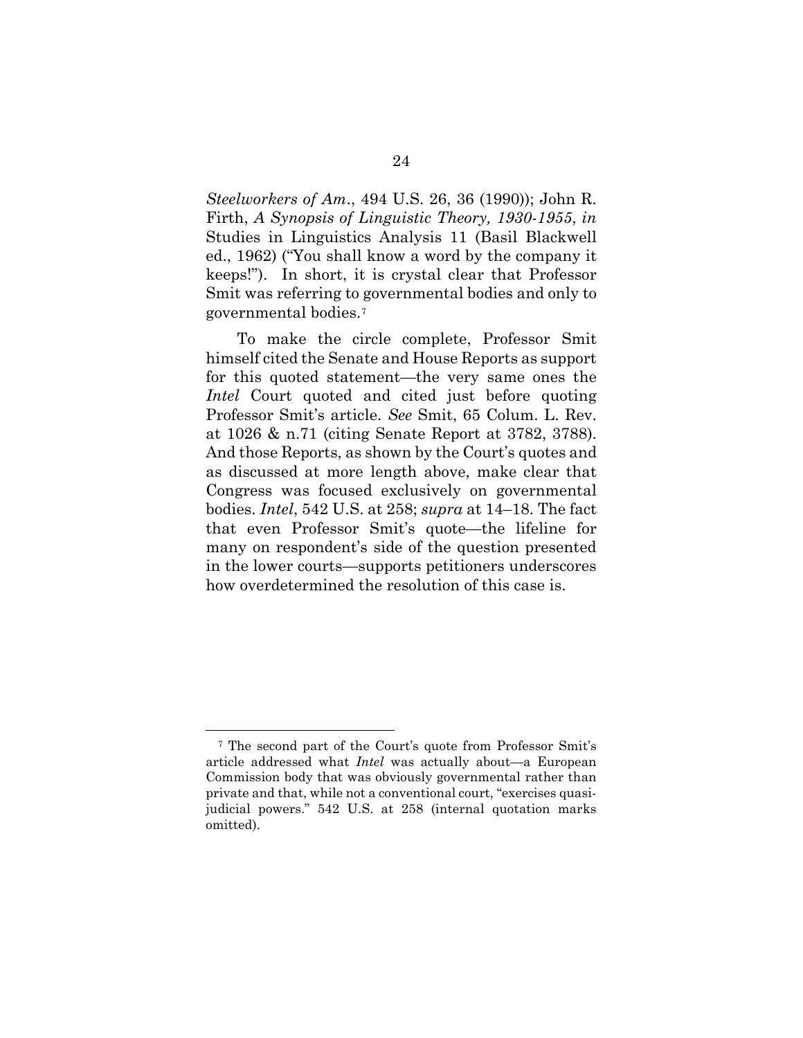*Steelworkers of Am.*, 494 U.S. 26, 36 (1990)); John R. Firth, *A Synopsis of Linguistic Theory, 1930-1955*, *in* Studies in Linguistics Analysis 11 (Basil Blackwell ed., 1962) ("You shall know a word by the company it keeps!"). In short, it is crystal clear that Professor Smit was referring to governmental bodies and only to governmental bodies.[7]

To make the circle complete, Professor Smit himself cited the Senate and House Reports as support for this quoted statement—the very same ones the *Intel* Court quoted and cited just before quoting Professor Smit's article. *See* Smit, 65 Colum. L. Rev. at 1026 & n.71 (citing Senate Report at 3782, 3788). And those Reports, as shown by the Court's quotes and as discussed at more length above, make clear that Congress was focused exclusively on governmental bodies. *Intel*, 542 U.S. at 258; *supra* at 14–18. The fact that even Professor Smit's quote—the lifeline for many on respondent's side of the question presented in the lower courts—supports petitioners underscores how overdetermined the resolution of this case is.

---

[7] The second part of the Court's quote from Professor Smit's article addressed what *Intel* was actually about—a European Commission body that was obviously governmental rather than private and that, while not a conventional court, "exercises quasi-judicial powers." 542 U.S. at 258 (internal quotation marks omitted).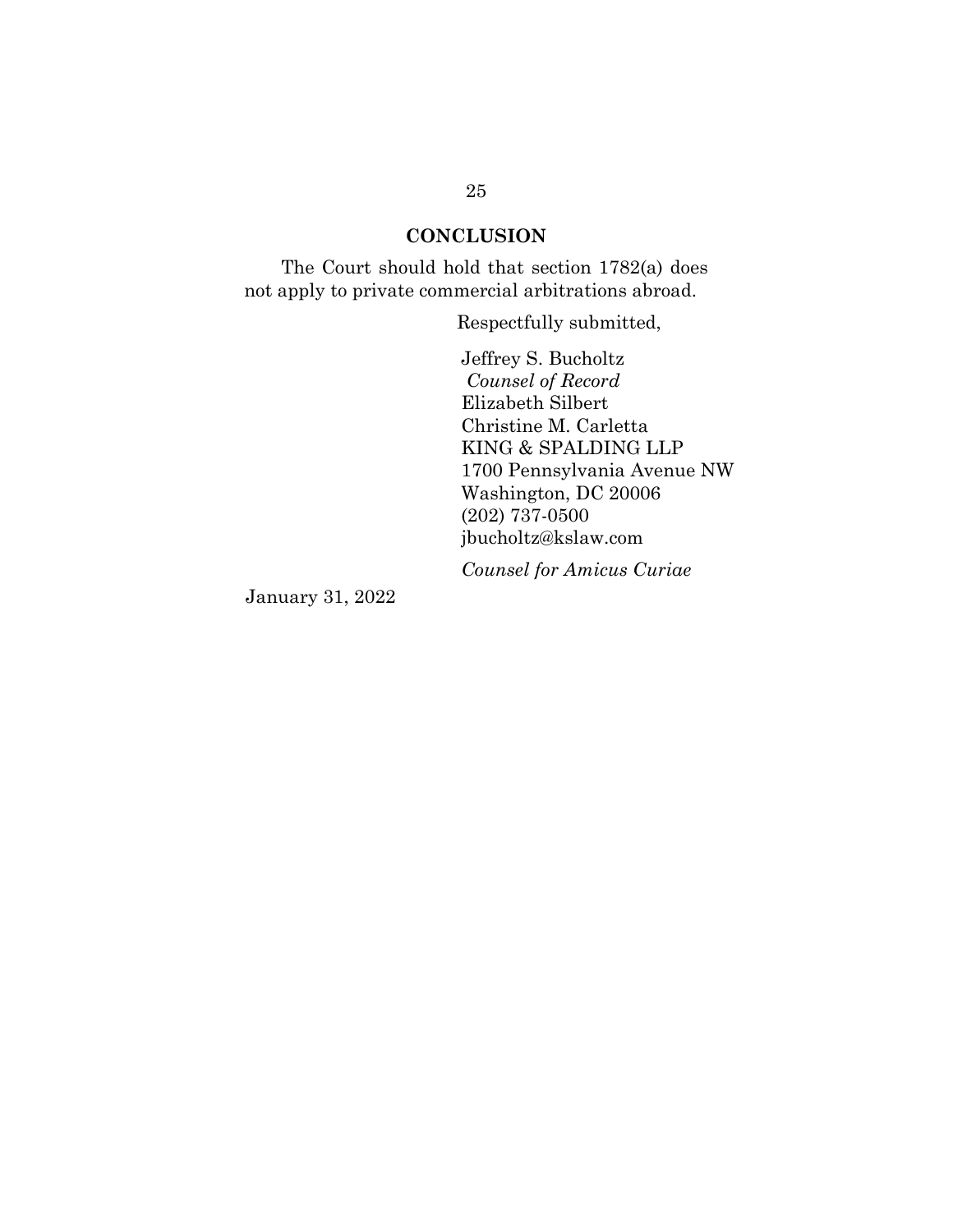## CONCLUSION

The Court should hold that section 1782(a) does not apply to private commercial arbitrations abroad.

Respectfully submitted,

Jeffrey S. Bucholtz
*Counsel of Record*
Elizabeth Silbert
Christine M. Carletta
KING & SPALDING LLP
1700 Pennsylvania Avenue NW
Washington, DC 20006
(202) 737-0500
jbucholtz@kslaw.com

*Counsel for Amicus Curiae*

January 31, 2022